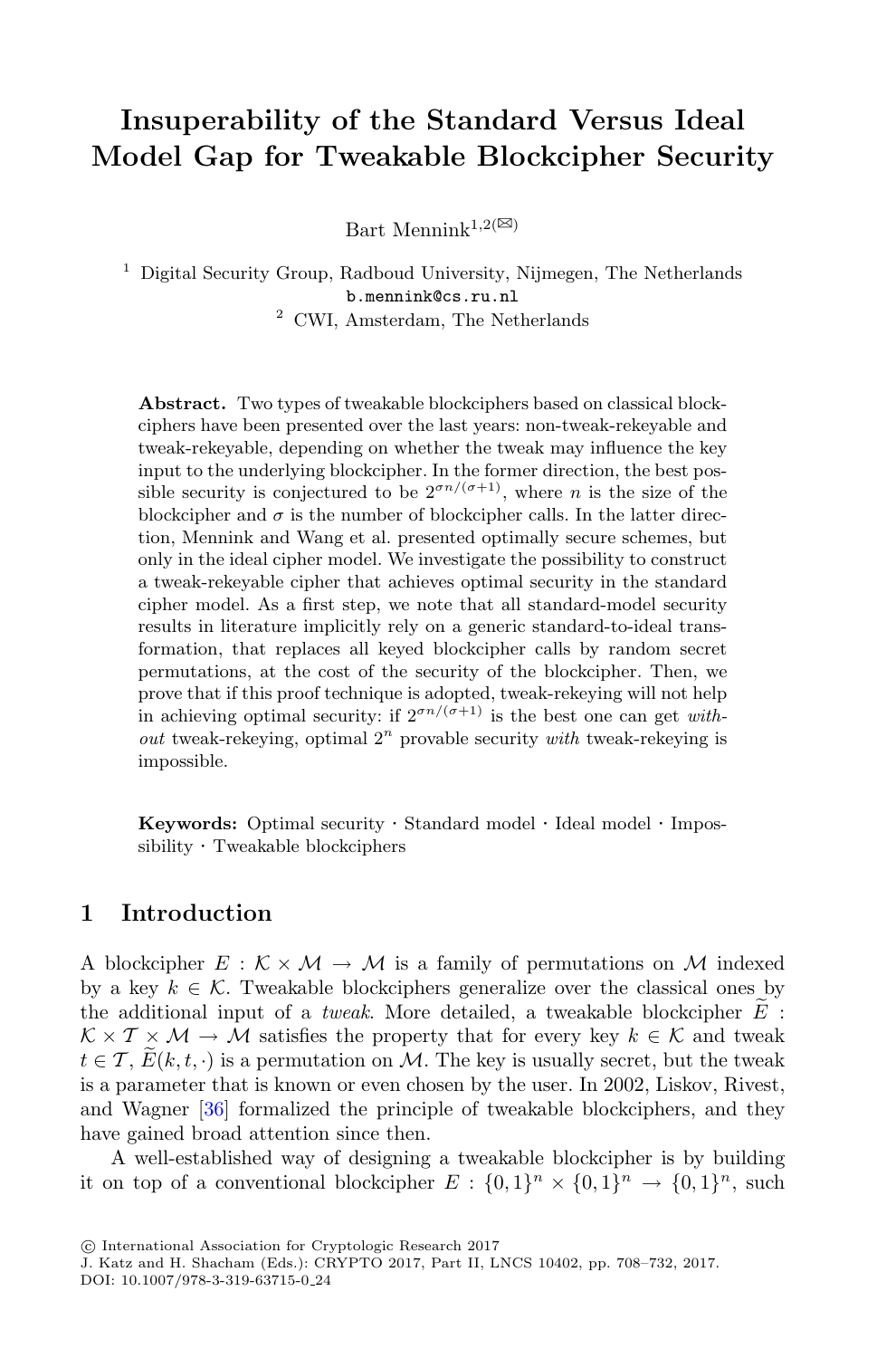# Insuperability of the Standard Versus Ideal Model Gap for Tweakable Blockcipher Security

Bart Mennink[1,2](✉)

[1] Digital Security Group, Radboud University, Nijmegen, The Netherlands
b.mennink@cs.ru.nl
[2] CWI, Amsterdam, The Netherlands

**Abstract.** Two types of tweakable blockciphers based on classical blockciphers have been presented over the last years: non-tweak-rekeyable and tweak-rekeyable, depending on whether the tweak may influence the key input to the underlying blockcipher. In the former direction, the best possible security is conjectured to be $2^{\sigma n/(\sigma+1)}$, where $n$ is the size of the blockcipher and $\sigma$ is the number of blockcipher calls. In the latter direction, Mennink and Wang et al. presented optimally secure schemes, but only in the ideal cipher model. We investigate the possibility to construct a tweak-rekeyable cipher that achieves optimal security in the standard cipher model. As a first step, we note that all standard-model security results in literature implicitly rely on a generic standard-to-ideal transformation, that replaces all keyed blockcipher calls by random secret permutations, at the cost of the security of the blockcipher. Then, we prove that if this proof technique is adopted, tweak-rekeying will not help in achieving optimal security: if $2^{\sigma n/(\sigma+1)}$ is the best one can get *without* tweak-rekeying, optimal $2^n$ provable security *with* tweak-rekeying is impossible.

**Keywords:** Optimal security · Standard model · Ideal model · Impossibility · Tweakable blockciphers

## 1 Introduction

A blockcipher $E : \mathcal{K} \times \mathcal{M} \to \mathcal{M}$ is a family of permutations on $\mathcal{M}$ indexed by a key $k \in \mathcal{K}$. Tweakable blockciphers generalize over the classical ones by the additional input of a *tweak*. More detailed, a tweakable blockcipher $\widetilde{E} : \mathcal{K} \times \mathcal{T} \times \mathcal{M} \to \mathcal{M}$ satisfies the property that for every key $k \in \mathcal{K}$ and tweak $t \in \mathcal{T}$, $\widetilde{E}(k, t, \cdot)$ is a permutation on $\mathcal{M}$. The key is usually secret, but the tweak is a parameter that is known or even chosen by the user. In 2002, Liskov, Rivest, and Wagner [36] formalized the principle of tweakable blockciphers, and they have gained broad attention since then.

A well-established way of designing a tweakable blockcipher is by building it on top of a conventional blockcipher $E : \{0,1\}^n \times \{0,1\}^n \to \{0,1\}^n$, such

© International Association for Cryptologic Research 2017
J. Katz and H. Shacham (Eds.): CRYPTO 2017, Part II, LNCS 10402, pp. 708–732, 2017.
DOI: 10.1007/978-3-319-63715-0_24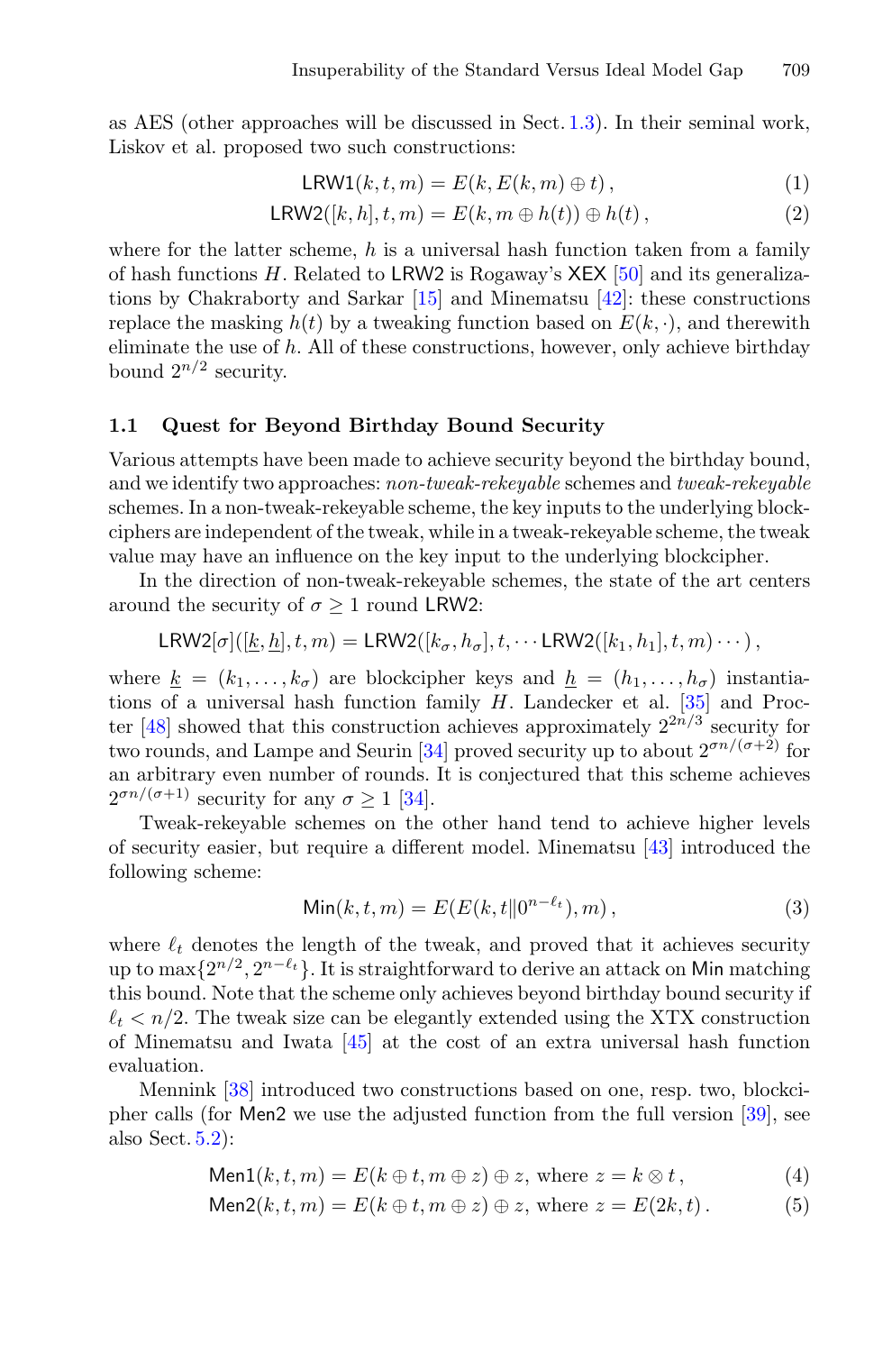as AES (other approaches will be discussed in Sect. 1.3). In their seminal work, Liskov et al. proposed two such constructions:

$$\mathsf{LRW1}(k, t, m) = E(k, E(k, m) \oplus t)\,, \tag{1}$$

$$\mathsf{LRW2}([k, h], t, m) = E(k, m \oplus h(t)) \oplus h(t)\,, \tag{2}$$

where for the latter scheme, $h$ is a universal hash function taken from a family of hash functions $H$. Related to $\mathsf{LRW2}$ is Rogaway's $\mathsf{XEX}$ [50] and its generalizations by Chakraborty and Sarkar [15] and Minematsu [42]: these constructions replace the masking $h(t)$ by a tweaking function based on $E(k, \cdot)$, and therewith eliminate the use of $h$. All of these constructions, however, only achieve birthday bound $2^{n/2}$ security.

### 1.1 Quest for Beyond Birthday Bound Security

Various attempts have been made to achieve security beyond the birthday bound, and we identify two approaches: *non-tweak-rekeyable* schemes and *tweak-rekeyable* schemes. In a non-tweak-rekeyable scheme, the key inputs to the underlying blockciphers are independent of the tweak, while in a tweak-rekeyable scheme, the tweak value may have an influence on the key input to the underlying blockcipher.

In the direction of non-tweak-rekeyable schemes, the state of the art centers around the security of $\sigma \geq 1$ round $\mathsf{LRW2}$:

$$\mathsf{LRW2}[\sigma]([\underline{k}, \underline{h}], t, m) = \mathsf{LRW2}([k_\sigma, h_\sigma], t, \cdots \mathsf{LRW2}([k_1, h_1], t, m) \cdots)\,,$$

where $\underline{k} = (k_1, \ldots, k_\sigma)$ are blockcipher keys and $\underline{h} = (h_1, \ldots, h_\sigma)$ instantiations of a universal hash function family $H$. Landecker et al. [35] and Procter [48] showed that this construction achieves approximately $2^{2n/3}$ security for two rounds, and Lampe and Seurin [34] proved security up to about $2^{\sigma n/(\sigma+2)}$ for an arbitrary even number of rounds. It is conjectured that this scheme achieves $2^{\sigma n/(\sigma+1)}$ security for any $\sigma \geq 1$ [34].

Tweak-rekeyable schemes on the other hand tend to achieve higher levels of security easier, but require a different model. Minematsu [43] introduced the following scheme:

$$\mathsf{Min}(k, t, m) = E(E(k, t \| 0^{n-\ell_t}), m)\,, \tag{3}$$

where $\ell_t$ denotes the length of the tweak, and proved that it achieves security up to $\max\{2^{n/2}, 2^{n-\ell_t}\}$. It is straightforward to derive an attack on $\mathsf{Min}$ matching this bound. Note that the scheme only achieves beyond birthday bound security if $\ell_t < n/2$. The tweak size can be elegantly extended using the XTX construction of Minematsu and Iwata [45] at the cost of an extra universal hash function evaluation.

Mennink [38] introduced two constructions based on one, resp. two, blockcipher calls (for $\mathsf{Men2}$ we use the adjusted function from the full version [39], see also Sect. 5.2):

$$\mathsf{Men1}(k, t, m) = E(k \oplus t, m \oplus z) \oplus z, \text{ where } z = k \otimes t\,, \tag{4}$$

$$\mathsf{Men2}(k, t, m) = E(k \oplus t, m \oplus z) \oplus z, \text{ where } z = E(2k, t)\,. \tag{5}$$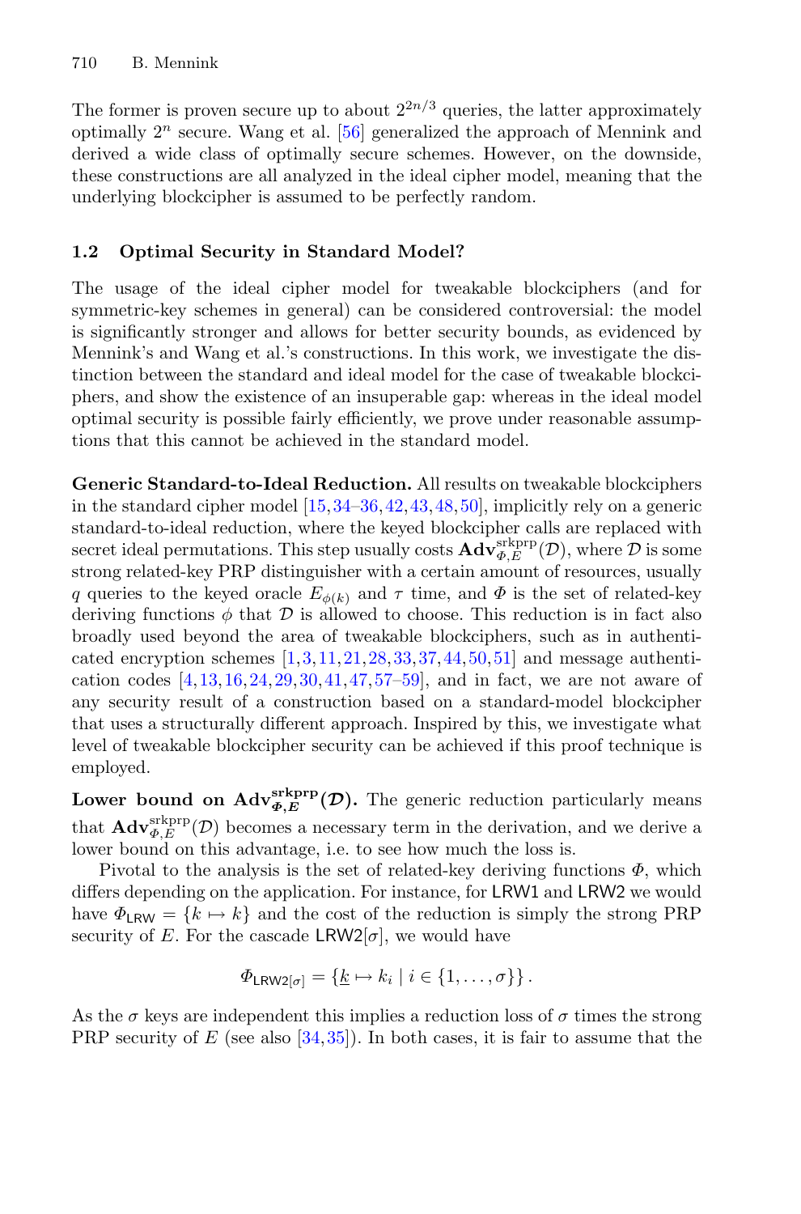The former is proven secure up to about $2^{2n/3}$ queries, the latter approximately optimally $2^n$ secure. Wang et al. [56] generalized the approach of Mennink and derived a wide class of optimally secure schemes. However, on the downside, these constructions are all analyzed in the ideal cipher model, meaning that the underlying blockcipher is assumed to be perfectly random.

### 1.2 Optimal Security in Standard Model?

The usage of the ideal cipher model for tweakable blockciphers (and for symmetric-key schemes in general) can be considered controversial: the model is significantly stronger and allows for better security bounds, as evidenced by Mennink's and Wang et al.'s constructions. In this work, we investigate the distinction between the standard and ideal model for the case of tweakable blockciphers, and show the existence of an insuperable gap: whereas in the ideal model optimal security is possible fairly efficiently, we prove under reasonable assumptions that this cannot be achieved in the standard model.

**Generic Standard-to-Ideal Reduction.** All results on tweakable blockciphers in the standard cipher model [15,34–36,42,43,48,50], implicitly rely on a generic standard-to-ideal reduction, where the keyed blockcipher calls are replaced with secret ideal permutations. This step usually costs $\mathbf{Adv}^{\text{srkprp}}_{\Phi,E}(\mathcal{D})$, where $\mathcal{D}$ is some strong related-key PRP distinguisher with a certain amount of resources, usually $q$ queries to the keyed oracle $E_{\phi(k)}$ and $\tau$ time, and $\Phi$ is the set of related-key deriving functions $\phi$ that $\mathcal{D}$ is allowed to choose. This reduction is in fact also broadly used beyond the area of tweakable blockciphers, such as in authenticated encryption schemes [1,3,11,21,28,33,37,44,50,51] and message authentication codes [4,13,16,24,29,30,41,47,57–59], and in fact, we are not aware of any security result of a construction based on a standard-model blockcipher that uses a structurally different approach. Inspired by this, we investigate what level of tweakable blockcipher security can be achieved if this proof technique is employed.

**Lower bound on $\mathbf{Adv}^{\text{srkprp}}_{\Phi,E}(\mathcal{D})$.** The generic reduction particularly means that $\mathbf{Adv}^{\text{srkprp}}_{\Phi,E}(\mathcal{D})$ becomes a necessary term in the derivation, and we derive a lower bound on this advantage, i.e. to see how much the loss is.

Pivotal to the analysis is the set of related-key deriving functions $\Phi$, which differs depending on the application. For instance, for LRW1 and LRW2 we would have $\Phi_{\mathsf{LRW}} = \{k \mapsto k\}$ and the cost of the reduction is simply the strong PRP security of $E$. For the cascade LRW2[$\sigma$], we would have

$$\Phi_{\mathsf{LRW2}[\sigma]} = \{\underline{k} \mapsto k_i \mid i \in \{1,\ldots,\sigma\}\}.$$

As the $\sigma$ keys are independent this implies a reduction loss of $\sigma$ times the strong PRP security of $E$ (see also [34,35]). In both cases, it is fair to assume that the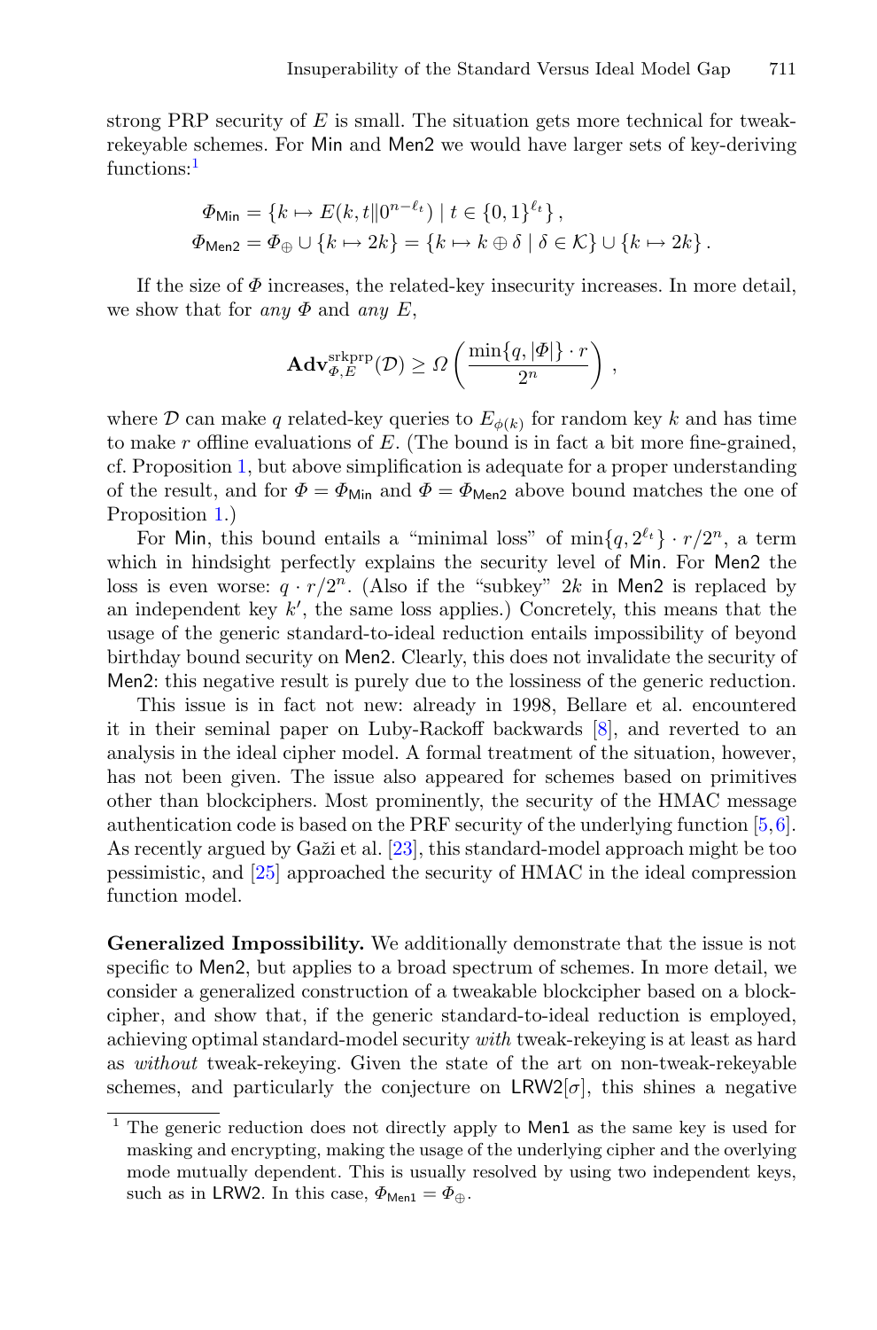strong PRP security of $E$ is small. The situation gets more technical for tweak-rekeyable schemes. For Min and Men2 we would have larger sets of key-deriving functions:[1]

$$\Phi_{\mathsf{Min}} = \{k \mapsto E(k, t \| 0^{n-\ell_t}) \mid t \in \{0,1\}^{\ell_t}\}\,,$$
$$\Phi_{\mathsf{Men2}} = \Phi_{\oplus} \cup \{k \mapsto 2k\} = \{k \mapsto k \oplus \delta \mid \delta \in \mathcal{K}\} \cup \{k \mapsto 2k\}\,.$$

If the size of $\Phi$ increases, the related-key insecurity increases. In more detail, we show that for *any* $\Phi$ and *any* $E$,

$$\mathbf{Adv}^{\text{srkprp}}_{\Phi,E}(\mathcal{D}) \geq \Omega\left(\frac{\min\{q, |\Phi|\} \cdot r}{2^n}\right)\,,$$

where $\mathcal{D}$ can make $q$ related-key queries to $E_{\phi(k)}$ for random key $k$ and has time to make $r$ offline evaluations of $E$. (The bound is in fact a bit more fine-grained, cf. Proposition 1, but above simplification is adequate for a proper understanding of the result, and for $\Phi = \Phi_{\mathsf{Min}}$ and $\Phi = \Phi_{\mathsf{Men2}}$ above bound matches the one of Proposition 1.)

For Min, this bound entails a "minimal loss" of $\min\{q, 2^{\ell_t}\} \cdot r/2^n$, a term which in hindsight perfectly explains the security level of Min. For Men2 the loss is even worse: $q \cdot r/2^n$. (Also if the "subkey" $2k$ in Men2 is replaced by an independent key $k'$, the same loss applies.) Concretely, this means that the usage of the generic standard-to-ideal reduction entails impossibility of beyond birthday bound security on Men2. Clearly, this does not invalidate the security of Men2: this negative result is purely due to the lossiness of the generic reduction.

This issue is in fact not new: already in 1998, Bellare et al. encountered it in their seminal paper on Luby-Rackoff backwards [8], and reverted to an analysis in the ideal cipher model. A formal treatment of the situation, however, has not been given. The issue also appeared for schemes based on primitives other than blockciphers. Most prominently, the security of the HMAC message authentication code is based on the PRF security of the underlying function [5,6]. As recently argued by Gaži et al. [23], this standard-model approach might be too pessimistic, and [25] approached the security of HMAC in the ideal compression function model.

**Generalized Impossibility.** We additionally demonstrate that the issue is not specific to Men2, but applies to a broad spectrum of schemes. In more detail, we consider a generalized construction of a tweakable blockcipher based on a blockcipher, and show that, if the generic standard-to-ideal reduction is employed, achieving optimal standard-model security *with* tweak-rekeying is at least as hard as *without* tweak-rekeying. Given the state of the art on non-tweak-rekeyable schemes, and particularly the conjecture on $\mathsf{LRW2}[\sigma]$, this shines a negative

[1] The generic reduction does not directly apply to Men1 as the same key is used for masking and encrypting, making the usage of the underlying cipher and the overlying mode mutually dependent. This is usually resolved by using two independent keys, such as in LRW2. In this case, $\Phi_{\mathsf{Men1}} = \Phi_{\oplus}$.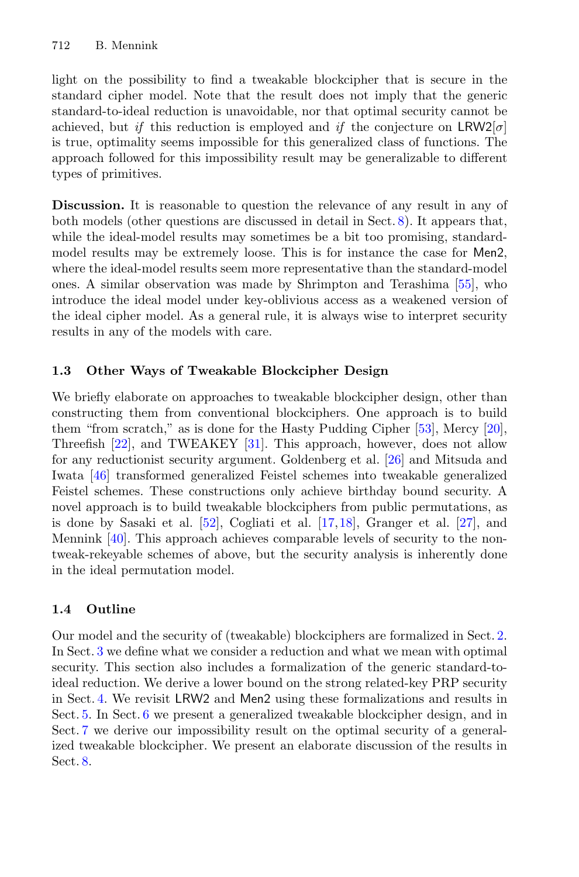light on the possibility to find a tweakable blockcipher that is secure in the standard cipher model. Note that the result does not imply that the generic standard-to-ideal reduction is unavoidable, nor that optimal security cannot be achieved, but *if* this reduction is employed and *if* the conjecture on $\mathsf{LRW2}[\sigma]$ is true, optimality seems impossible for this generalized class of functions. The approach followed for this impossibility result may be generalizable to different types of primitives.

**Discussion.** It is reasonable to question the relevance of any result in any of both models (other questions are discussed in detail in Sect. 8). It appears that, while the ideal-model results may sometimes be a bit too promising, standard-model results may be extremely loose. This is for instance the case for $\mathsf{Men2}$, where the ideal-model results seem more representative than the standard-model ones. A similar observation was made by Shrimpton and Terashima [55], who introduce the ideal model under key-oblivious access as a weakened version of the ideal cipher model. As a general rule, it is always wise to interpret security results in any of the models with care.

### 1.3 Other Ways of Tweakable Blockcipher Design

We briefly elaborate on approaches to tweakable blockcipher design, other than constructing them from conventional blockciphers. One approach is to build them "from scratch," as is done for the Hasty Pudding Cipher [53], Mercy [20], Threefish [22], and TWEAKEY [31]. This approach, however, does not allow for any reductionist security argument. Goldenberg et al. [26] and Mitsuda and Iwata [46] transformed generalized Feistel schemes into tweakable generalized Feistel schemes. These constructions only achieve birthday bound security. A novel approach is to build tweakable blockciphers from public permutations, as is done by Sasaki et al. [52], Cogliati et al. [17,18], Granger et al. [27], and Mennink [40]. This approach achieves comparable levels of security to the non-tweak-rekeyable schemes of above, but the security analysis is inherently done in the ideal permutation model.

### 1.4 Outline

Our model and the security of (tweakable) blockciphers are formalized in Sect. 2. In Sect. 3 we define what we consider a reduction and what we mean with optimal security. This section also includes a formalization of the generic standard-to-ideal reduction. We derive a lower bound on the strong related-key PRP security in Sect. 4. We revisit $\mathsf{LRW2}$ and $\mathsf{Men2}$ using these formalizations and results in Sect. 5. In Sect. 6 we present a generalized tweakable blockcipher design, and in Sect. 7 we derive our impossibility result on the optimal security of a generalized tweakable blockcipher. We present an elaborate discussion of the results in Sect. 8.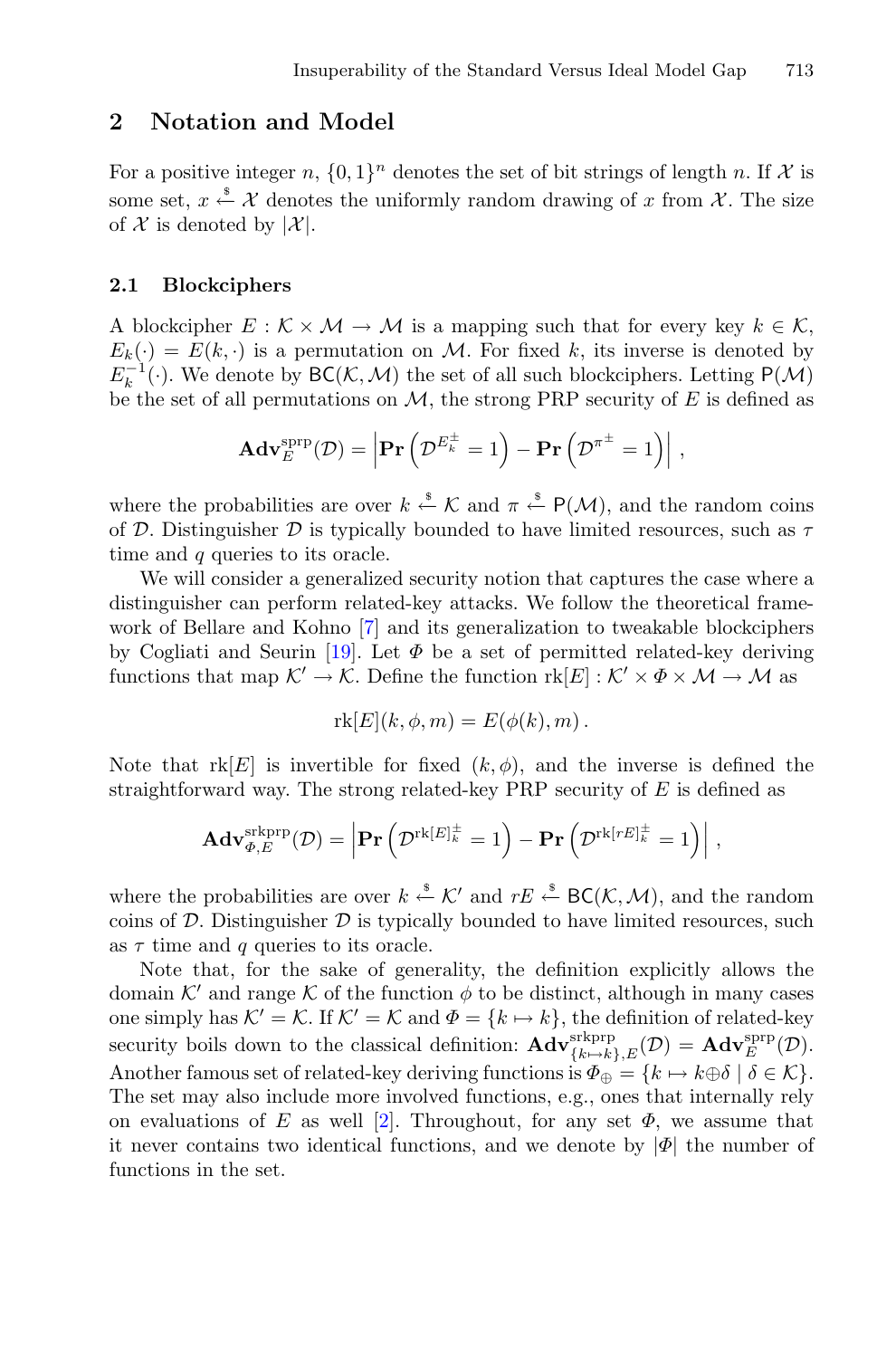## 2 Notation and Model

For a positive integer $n$, $\{0,1\}^n$ denotes the set of bit strings of length $n$. If $\mathcal{X}$ is some set, $x \xleftarrow{\$} \mathcal{X}$ denotes the uniformly random drawing of $x$ from $\mathcal{X}$. The size of $\mathcal{X}$ is denoted by $|\mathcal{X}|$.

### 2.1 Blockciphers

A blockcipher $E : \mathcal{K} \times \mathcal{M} \to \mathcal{M}$ is a mapping such that for every key $k \in \mathcal{K}$, $E_k(\cdot) = E(k, \cdot)$ is a permutation on $\mathcal{M}$. For fixed $k$, its inverse is denoted by $E_k^{-1}(\cdot)$. We denote by $\mathsf{BC}(\mathcal{K}, \mathcal{M})$ the set of all such blockciphers. Letting $\mathsf{P}(\mathcal{M})$ be the set of all permutations on $\mathcal{M}$, the strong PRP security of $E$ is defined as

$$\mathbf{Adv}_E^{\mathrm{sprp}}(\mathcal{D}) = \left| \mathbf{Pr}\left(\mathcal{D}^{E_k^{\pm}} = 1\right) - \mathbf{Pr}\left(\mathcal{D}^{\pi^{\pm}} = 1\right) \right| ,$$

where the probabilities are over $k \xleftarrow{\$} \mathcal{K}$ and $\pi \xleftarrow{\$} \mathsf{P}(\mathcal{M})$, and the random coins of $\mathcal{D}$. Distinguisher $\mathcal{D}$ is typically bounded to have limited resources, such as $\tau$ time and $q$ queries to its oracle.

We will consider a generalized security notion that captures the case where a distinguisher can perform related-key attacks. We follow the theoretical framework of Bellare and Kohno [7] and its generalization to tweakable blockciphers by Cogliati and Seurin [19]. Let $\Phi$ be a set of permitted related-key deriving functions that map $\mathcal{K}' \to \mathcal{K}$. Define the function $\mathrm{rk}[E] : \mathcal{K}' \times \Phi \times \mathcal{M} \to \mathcal{M}$ as

$$\mathrm{rk}[E](k, \phi, m) = E(\phi(k), m) .$$

Note that $\mathrm{rk}[E]$ is invertible for fixed $(k, \phi)$, and the inverse is defined the straightforward way. The strong related-key PRP security of $E$ is defined as

$$\mathbf{Adv}_{\Phi,E}^{\mathrm{srkprp}}(\mathcal{D}) = \left| \mathbf{Pr}\left(\mathcal{D}^{\mathrm{rk}[E]_k^{\pm}} = 1\right) - \mathbf{Pr}\left(\mathcal{D}^{\mathrm{rk}[rE]_k^{\pm}} = 1\right) \right| ,$$

where the probabilities are over $k \xleftarrow{\$} \mathcal{K}'$ and $rE \xleftarrow{\$} \mathsf{BC}(\mathcal{K}, \mathcal{M})$, and the random coins of $\mathcal{D}$. Distinguisher $\mathcal{D}$ is typically bounded to have limited resources, such as $\tau$ time and $q$ queries to its oracle.

Note that, for the sake of generality, the definition explicitly allows the domain $\mathcal{K}'$ and range $\mathcal{K}$ of the function $\phi$ to be distinct, although in many cases one simply has $\mathcal{K}' = \mathcal{K}$. If $\mathcal{K}' = \mathcal{K}$ and $\Phi = \{k \mapsto k\}$, the definition of related-key security boils down to the classical definition: $\mathbf{Adv}_{\{k \mapsto k\},E}^{\mathrm{srkprp}}(\mathcal{D}) = \mathbf{Adv}_E^{\mathrm{sprp}}(\mathcal{D})$. Another famous set of related-key deriving functions is $\Phi_{\oplus} = \{k \mapsto k \oplus \delta \mid \delta \in \mathcal{K}\}$. The set may also include more involved functions, e.g., ones that internally rely on evaluations of $E$ as well [2]. Throughout, for any set $\Phi$, we assume that it never contains two identical functions, and we denote by $|\Phi|$ the number of functions in the set.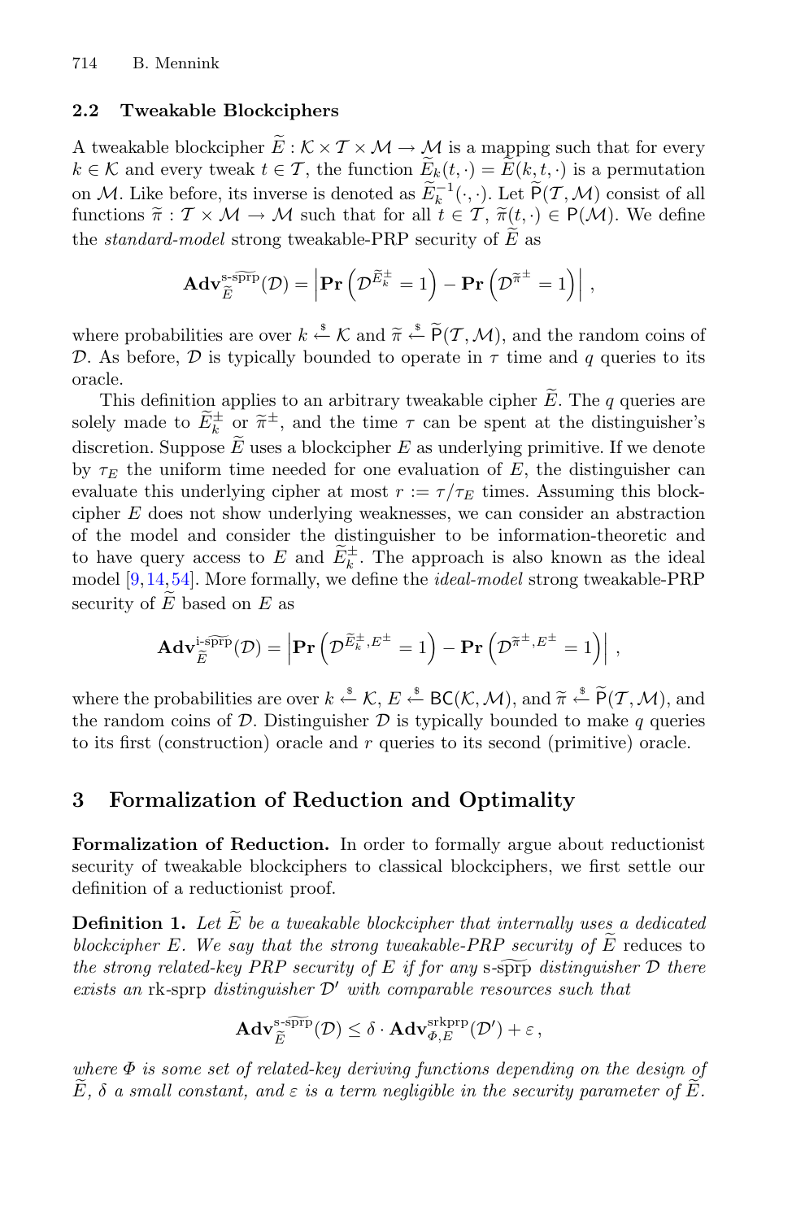### 2.2 Tweakable Blockciphers

A tweakable blockcipher $\widetilde{E} : \mathcal{K} \times \mathcal{T} \times \mathcal{M} \to \mathcal{M}$ is a mapping such that for every $k \in \mathcal{K}$ and every tweak $t \in \mathcal{T}$, the function $\widetilde{E}_k(t, \cdot) = \widetilde{E}(k, t, \cdot)$ is a permutation on $\mathcal{M}$. Like before, its inverse is denoted as $\widetilde{E}_k^{-1}(\cdot, \cdot)$. Let $\widetilde{\mathsf{P}}(\mathcal{T}, \mathcal{M})$ consist of all functions $\widetilde{\pi} : \mathcal{T} \times \mathcal{M} \to \mathcal{M}$ such that for all $t \in \mathcal{T}$, $\widetilde{\pi}(t, \cdot) \in \mathsf{P}(\mathcal{M})$. We define the *standard-model* strong tweakable-PRP security of $\widetilde{E}$ as

$$\mathbf{Adv}_{\widetilde{E}}^{\text{s-}\widetilde{\text{sprp}}}(\mathcal{D}) = \left| \mathbf{Pr}\left(\mathcal{D}^{\widetilde{E}_k^{\pm}} = 1\right) - \mathbf{Pr}\left(\mathcal{D}^{\widetilde{\pi}^{\pm}} = 1\right) \right| ,$$

where probabilities are over $k \xleftarrow{\$} \mathcal{K}$ and $\widetilde{\pi} \xleftarrow{\$} \widetilde{\mathsf{P}}(\mathcal{T}, \mathcal{M})$, and the random coins of $\mathcal{D}$. As before, $\mathcal{D}$ is typically bounded to operate in $\tau$ time and $q$ queries to its oracle.

This definition applies to an arbitrary tweakable cipher $\widetilde{E}$. The $q$ queries are solely made to $\widetilde{E}_k^{\pm}$ or $\widetilde{\pi}^{\pm}$, and the time $\tau$ can be spent at the distinguisher's discretion. Suppose $\widetilde{E}$ uses a blockcipher $E$ as underlying primitive. If we denote by $\tau_E$ the uniform time needed for one evaluation of $E$, the distinguisher can evaluate this underlying cipher at most $r := \tau/\tau_E$ times. Assuming this blockcipher $E$ does not show underlying weaknesses, we can consider an abstraction of the model and consider the distinguisher to be information-theoretic and to have query access to $E$ and $\widetilde{E}_k^{\pm}$. The approach is also known as the ideal model [9,14,54]. More formally, we define the *ideal-model* strong tweakable-PRP security of $\widetilde{E}$ based on $E$ as

$$\mathbf{Adv}_{\widetilde{E}}^{\text{i-}\widetilde{\text{sprp}}}(\mathcal{D}) = \left| \mathbf{Pr}\left(\mathcal{D}^{\widetilde{E}_k^{\pm}, E^{\pm}} = 1\right) - \mathbf{Pr}\left(\mathcal{D}^{\widetilde{\pi}^{\pm}, E^{\pm}} = 1\right) \right| ,$$

where the probabilities are over $k \xleftarrow{\$} \mathcal{K}$, $E \xleftarrow{\$} \mathsf{BC}(\mathcal{K}, \mathcal{M})$, and $\widetilde{\pi} \xleftarrow{\$} \widetilde{\mathsf{P}}(\mathcal{T}, \mathcal{M})$, and the random coins of $\mathcal{D}$. Distinguisher $\mathcal{D}$ is typically bounded to make $q$ queries to its first (construction) oracle and $r$ queries to its second (primitive) oracle.

## 3 Formalization of Reduction and Optimality

**Formalization of Reduction.** In order to formally argue about reductionist security of tweakable blockciphers to classical blockciphers, we first settle our definition of a reductionist proof.

**Definition 1.** *Let $\widetilde{E}$ be a tweakable blockcipher that internally uses a dedicated blockcipher $E$. We say that the strong tweakable-PRP security of $\widetilde{E}$* reduces to *the strong related-key PRP security of $E$ if for any* s-$\widetilde{\text{sprp}}$ *distinguisher $\mathcal{D}$ there exists an* rk-sprp *distinguisher $\mathcal{D}'$ with comparable resources such that*

$$\mathbf{Adv}_{\widetilde{E}}^{\text{s-}\widetilde{\text{sprp}}}(\mathcal{D}) \leq \delta \cdot \mathbf{Adv}_{\Phi,E}^{\text{srkprp}}(\mathcal{D}') + \varepsilon ,$$

*where $\Phi$ is some set of related-key deriving functions depending on the design of $\widetilde{E}$, $\delta$ a small constant, and $\varepsilon$ is a term negligible in the security parameter of $\widetilde{E}$.*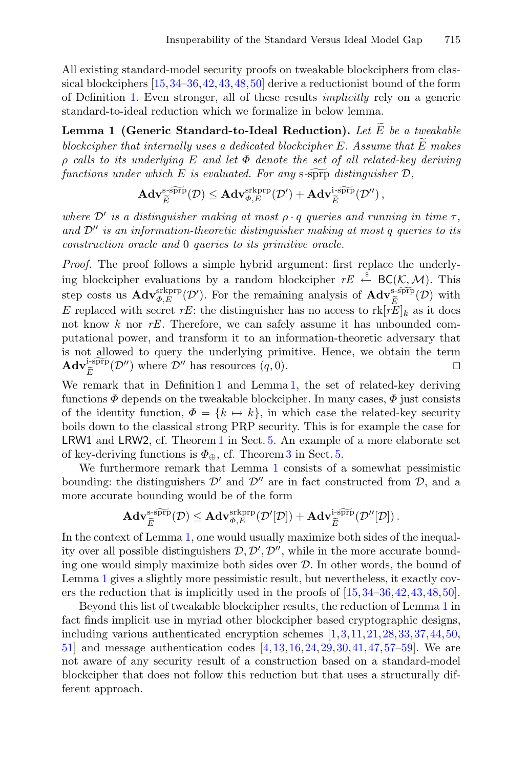All existing standard-model security proofs on tweakable blockciphers from classical blockciphers [15,34–36,42,43,48,50] derive a reductionist bound of the form of Definition 1. Even stronger, all of these results *implicitly* rely on a generic standard-to-ideal reduction which we formalize in below lemma.

**Lemma 1 (Generic Standard-to-Ideal Reduction).** *Let $\widetilde{E}$ be a tweakable blockcipher that internally uses a dedicated blockcipher $E$. Assume that $\widetilde{E}$ makes $\rho$ calls to its underlying $E$ and let $\Phi$ denote the set of all related-key deriving functions under which $E$ is evaluated. For any s-$\widetilde{\text{sprp}}$ distinguisher $\mathcal{D}$,*

$$\mathbf{Adv}_{\widetilde{E}}^{\text{s-}\widetilde{\text{sprp}}}(\mathcal{D}) \leq \mathbf{Adv}_{\Phi,E}^{\text{srkprp}}(\mathcal{D}') + \mathbf{Adv}_{\widetilde{E}}^{\text{i-}\widetilde{\text{sprp}}}(\mathcal{D}''),$$

*where $\mathcal{D}'$ is a distinguisher making at most $\rho \cdot q$ queries and running in time $\tau$, and $\mathcal{D}''$ is an information-theoretic distinguisher making at most $q$ queries to its construction oracle and $0$ queries to its primitive oracle.*

*Proof.* The proof follows a simple hybrid argument: first replace the underlying blockcipher evaluations by a random blockcipher $rE \xleftarrow{\$} \mathsf{BC}(\mathcal{K}, \mathcal{M})$. This step costs us $\mathbf{Adv}_{\Phi,E}^{\text{srkprp}}(\mathcal{D}')$. For the remaining analysis of $\mathbf{Adv}_{\widetilde{E}}^{\text{s-}\widetilde{\text{sprp}}}(\mathcal{D})$ with $E$ replaced with secret $rE$: the distinguisher has no access to $\text{rk}[rE]_k$ as it does not know $k$ nor $rE$. Therefore, we can safely assume it has unbounded computational power, and transform it to an information-theoretic adversary that is not allowed to query the underlying primitive. Hence, we obtain the term $\mathbf{Adv}_{\widetilde{E}}^{\text{i-}\widetilde{\text{sprp}}}(\mathcal{D}'')$ where $\mathcal{D}''$ has resources $(q, 0)$. $\square$

We remark that in Definition 1 and Lemma 1, the set of related-key deriving functions $\Phi$ depends on the tweakable blockcipher. In many cases, $\Phi$ just consists of the identity function, $\Phi = \{k \mapsto k\}$, in which case the related-key security boils down to the classical strong PRP security. This is for example the case for LRW1 and LRW2, cf. Theorem 1 in Sect. 5. An example of a more elaborate set of key-deriving functions is $\Phi_\oplus$, cf. Theorem 3 in Sect. 5.

We furthermore remark that Lemma 1 consists of a somewhat pessimistic bounding: the distinguishers $\mathcal{D}'$ and $\mathcal{D}''$ are in fact constructed from $\mathcal{D}$, and a more accurate bounding would be of the form

$$\mathbf{Adv}_{\widetilde{E}}^{\text{s-}\widetilde{\text{sprp}}}(\mathcal{D}) \leq \mathbf{Adv}_{\Phi,E}^{\text{srkprp}}(\mathcal{D}'[\mathcal{D}]) + \mathbf{Adv}_{\widetilde{E}}^{\text{i-}\widetilde{\text{sprp}}}(\mathcal{D}''[\mathcal{D}]).$$

In the context of Lemma 1, one would usually maximize both sides of the inequality over all possible distinguishers $\mathcal{D}, \mathcal{D}', \mathcal{D}''$, while in the more accurate bounding one would simply maximize both sides over $\mathcal{D}$. In other words, the bound of Lemma 1 gives a slightly more pessimistic result, but nevertheless, it exactly covers the reduction that is implicitly used in the proofs of [15,34–36,42,43,48,50].

Beyond this list of tweakable blockcipher results, the reduction of Lemma 1 in fact finds implicit use in myriad other blockcipher based cryptographic designs, including various authenticated encryption schemes [1,3,11,21,28,33,37,44,50, 51] and message authentication codes [4,13,16,24,29,30,41,47,57–59]. We are not aware of any security result of a construction based on a standard-model blockcipher that does not follow this reduction but that uses a structurally different approach.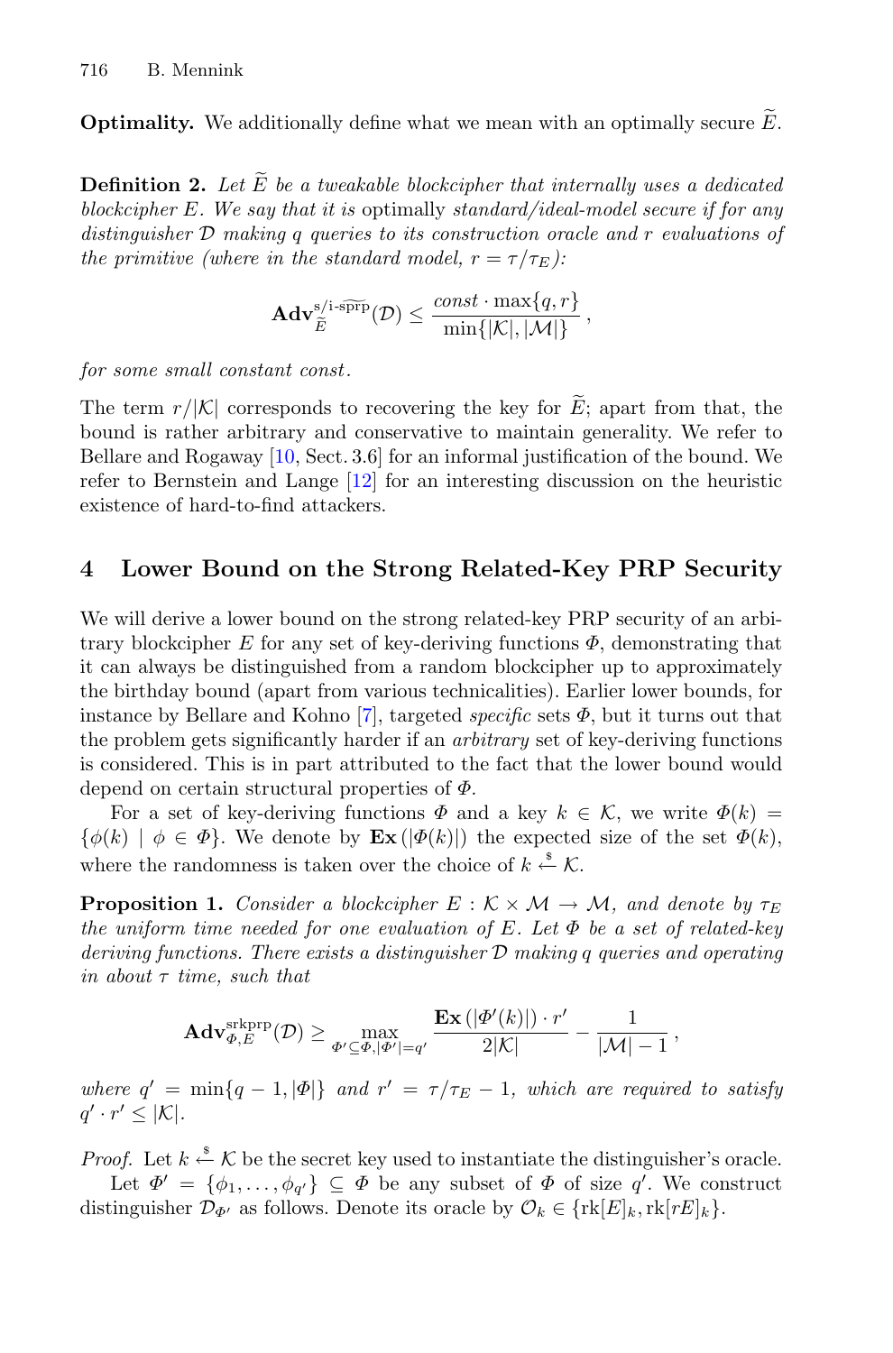**Optimality.** We additionally define what we mean with an optimally secure $\widetilde{E}$.

**Definition 2.** *Let $\widetilde{E}$ be a tweakable blockcipher that internally uses a dedicated blockcipher $E$. We say that it is* optimally *standard/ideal-model secure if for any distinguisher $\mathcal{D}$ making $q$ queries to its construction oracle and $r$ evaluations of the primitive (where in the standard model, $r = \tau/\tau_E$):*

$$\mathbf{Adv}_{\widetilde{E}}^{\text{s/i-}\widetilde{\text{sprp}}}(\mathcal{D}) \leq \frac{const \cdot \max\{q, r\}}{\min\{|\mathcal{K}|, |\mathcal{M}|\}},$$

*for some small constant const.*

The term $r/|\mathcal{K}|$ corresponds to recovering the key for $\widetilde{E}$; apart from that, the bound is rather arbitrary and conservative to maintain generality. We refer to Bellare and Rogaway [10, Sect. 3.6] for an informal justification of the bound. We refer to Bernstein and Lange [12] for an interesting discussion on the heuristic existence of hard-to-find attackers.

## 4 Lower Bound on the Strong Related-Key PRP Security

We will derive a lower bound on the strong related-key PRP security of an arbitrary blockcipher $E$ for any set of key-deriving functions $\Phi$, demonstrating that it can always be distinguished from a random blockcipher up to approximately the birthday bound (apart from various technicalities). Earlier lower bounds, for instance by Bellare and Kohno [7], targeted *specific* sets $\Phi$, but it turns out that the problem gets significantly harder if an *arbitrary* set of key-deriving functions is considered. This is in part attributed to the fact that the lower bound would depend on certain structural properties of $\Phi$.

For a set of key-deriving functions $\Phi$ and a key $k \in \mathcal{K}$, we write $\Phi(k) = \{\phi(k) \mid \phi \in \Phi\}$. We denote by $\mathbf{Ex}(|\Phi(k)|)$ the expected size of the set $\Phi(k)$, where the randomness is taken over the choice of $k \xleftarrow{\$} \mathcal{K}$.

**Proposition 1.** *Consider a blockcipher $E : \mathcal{K} \times \mathcal{M} \to \mathcal{M}$, and denote by $\tau_E$ the uniform time needed for one evaluation of $E$. Let $\Phi$ be a set of related-key deriving functions. There exists a distinguisher $\mathcal{D}$ making $q$ queries and operating in about $\tau$ time, such that*

$$\mathbf{Adv}_{\Phi,E}^{\text{srkprp}}(\mathcal{D}) \geq \max_{\Phi' \subseteq \Phi, |\Phi'| = q'} \frac{\mathbf{Ex}(|\Phi'(k)|) \cdot r'}{2|\mathcal{K}|} - \frac{1}{|\mathcal{M}| - 1},$$

*where $q' = \min\{q - 1, |\Phi|\}$ and $r' = \tau/\tau_E - 1$, which are required to satisfy $q' \cdot r' \leq |\mathcal{K}|$.*

*Proof.* Let $k \xleftarrow{\$} \mathcal{K}$ be the secret key used to instantiate the distinguisher's oracle.

Let $\Phi' = \{\phi_1, \ldots, \phi_{q'}\} \subseteq \Phi$ be any subset of $\Phi$ of size $q'$. We construct distinguisher $\mathcal{D}_{\Phi'}$ as follows. Denote its oracle by $\mathcal{O}_k \in \{\text{rk}[E]_k, \text{rk}[rE]_k\}$.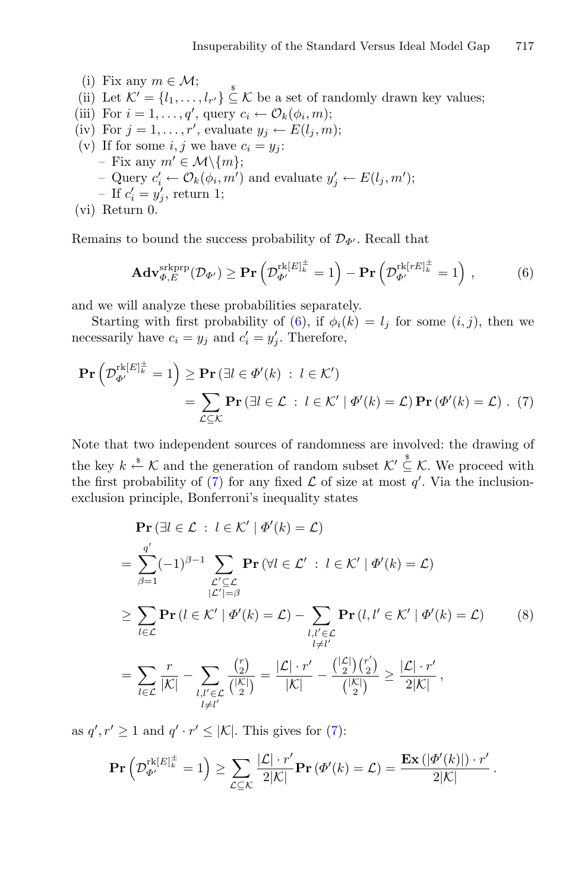(i) Fix any $m \in \mathcal{M}$;
(ii) Let $\mathcal{K}' = \{l_1, \ldots, l_{r'}\} \stackrel{\$}{\subseteq} \mathcal{K}$ be a set of randomly drawn key values;
(iii) For $i = 1, \ldots, q'$, query $c_i \leftarrow \mathcal{O}_k(\phi_i, m)$;
(iv) For $j = 1, \ldots, r'$, evaluate $y_j \leftarrow E(l_j, m)$;
(v) If for some $i, j$ we have $c_i = y_j$:
  - Fix any $m' \in \mathcal{M}\backslash\{m\}$;
  - Query $c'_i \leftarrow \mathcal{O}_k(\phi_i, m')$ and evaluate $y'_j \leftarrow E(l_j, m')$;
  - If $c'_i = y'_j$, return 1;
(vi) Return 0.

Remains to bound the success probability of $\mathcal{D}_{\Phi'}$. Recall that

$$\mathbf{Adv}^{\mathrm{srkprp}}_{\Phi,E}(\mathcal{D}_{\Phi'}) \geq \mathbf{Pr}\left(\mathcal{D}_{\Phi'}^{\mathrm{rk}[E]_k^{\pm}} = 1\right) - \mathbf{Pr}\left(\mathcal{D}_{\Phi'}^{\mathrm{rk}[rE]_k^{\pm}} = 1\right), \tag{6}$$

and we will analyze these probabilities separately.

Starting with first probability of (6), if $\phi_i(k) = l_j$ for some $(i, j)$, then we necessarily have $c_i = y_j$ and $c'_i = y'_j$. Therefore,

$$\begin{aligned}
\mathbf{Pr}\left(\mathcal{D}_{\Phi'}^{\mathrm{rk}[E]_k^{\pm}} = 1\right) &\geq \mathbf{Pr}\left(\exists l \in \Phi'(k) \,:\, l \in \mathcal{K}'\right) \\
&= \sum_{\mathcal{L} \subseteq \mathcal{K}} \mathbf{Pr}\left(\exists l \in \mathcal{L} \,:\, l \in \mathcal{K}' \mid \Phi'(k) = \mathcal{L}\right) \mathbf{Pr}\left(\Phi'(k) = \mathcal{L}\right). \quad (7)
\end{aligned}$$

Note that two independent sources of randomness are involved: the drawing of the key $k \stackrel{\$}{\leftarrow} \mathcal{K}$ and the generation of random subset $\mathcal{K}' \stackrel{\$}{\subseteq} \mathcal{K}$. We proceed with the first probability of (7) for any fixed $\mathcal{L}$ of size at most $q'$. Via the inclusion-exclusion principle, Bonferroni's inequality states

$$\begin{aligned}
&\mathbf{Pr}\left(\exists l \in \mathcal{L} \,:\, l \in \mathcal{K}' \mid \Phi'(k) = \mathcal{L}\right) \\
&= \sum_{\beta=1}^{q'} (-1)^{\beta-1} \sum_{\substack{\mathcal{L}' \subseteq \mathcal{L} \\ |\mathcal{L}'| = \beta}} \mathbf{Pr}\left(\forall l \in \mathcal{L}' \,:\, l \in \mathcal{K}' \mid \Phi'(k) = \mathcal{L}\right) \\
&\geq \sum_{l \in \mathcal{L}} \mathbf{Pr}\left(l \in \mathcal{K}' \mid \Phi'(k) = \mathcal{L}\right) - \sum_{\substack{l, l' \in \mathcal{L} \\ l \neq l'}} \mathbf{Pr}\left(l, l' \in \mathcal{K}' \mid \Phi'(k) = \mathcal{L}\right) \qquad (8) \\
&= \sum_{l \in \mathcal{L}} \frac{r}{|\mathcal{K}|} - \sum_{\substack{l, l' \in \mathcal{L} \\ l \neq l'}} \frac{\binom{r}{2}}{\binom{|\mathcal{K}|}{2}} = \frac{|\mathcal{L}| \cdot r'}{|\mathcal{K}|} - \frac{\binom{|\mathcal{L}|}{2}\binom{r'}{2}}{\binom{|\mathcal{K}|}{2}} \geq \frac{|\mathcal{L}| \cdot r'}{2|\mathcal{K}|},
\end{aligned}$$

as $q', r' \geq 1$ and $q' \cdot r' \leq |\mathcal{K}|$. This gives for (7):

$$\mathbf{Pr}\left(\mathcal{D}_{\Phi'}^{\mathrm{rk}[E]_k^{\pm}} = 1\right) \geq \sum_{\mathcal{L} \subseteq \mathcal{K}} \frac{|\mathcal{L}| \cdot r'}{2|\mathcal{K}|} \mathbf{Pr}\left(\Phi'(k) = \mathcal{L}\right) = \frac{\mathbf{Ex}\left(|\Phi'(k)|\right) \cdot r'}{2|\mathcal{K}|}.$$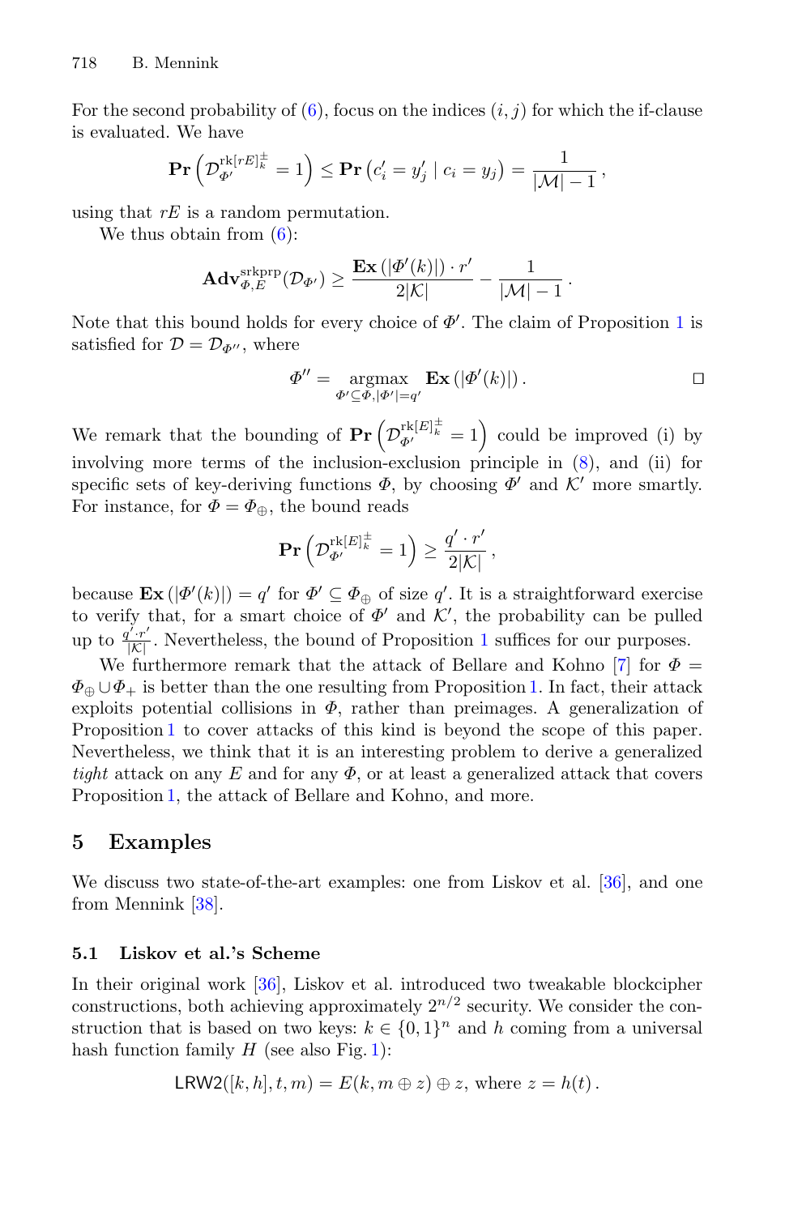For the second probability of (6), focus on the indices $(i, j)$ for which the if-clause is evaluated. We have

$$\mathbf{Pr}\left(\mathcal{D}_{\Phi'}^{\mathrm{rk}[rE]_k^{\pm}} = 1\right) \leq \mathbf{Pr}\left(c_i' = y_j' \mid c_i = y_j\right) = \frac{1}{|\mathcal{M}| - 1},$$

using that $rE$ is a random permutation.

We thus obtain from (6):

$$\mathbf{Adv}_{\Phi,E}^{\mathrm{srkprp}}(\mathcal{D}_{\Phi'}) \geq \frac{\mathbf{Ex}\left(|\Phi'(k)|\right) \cdot r'}{2|\mathcal{K}|} - \frac{1}{|\mathcal{M}| - 1}.$$

Note that this bound holds for every choice of $\Phi'$. The claim of Proposition 1 is satisfied for $\mathcal{D} = \mathcal{D}_{\Phi''}$, where

$$\Phi'' = \underset{\Phi' \subseteq \Phi, |\Phi'| = q'}{\operatorname{argmax}} \ \mathbf{Ex}\left(|\Phi'(k)|\right). \qquad \square$$

We remark that the bounding of $\mathbf{Pr}\left(\mathcal{D}_{\Phi'}^{\mathrm{rk}[E]_k^{\pm}} = 1\right)$ could be improved (i) by involving more terms of the inclusion-exclusion principle in (8), and (ii) for specific sets of key-deriving functions $\Phi$, by choosing $\Phi'$ and $\mathcal{K}'$ more smartly. For instance, for $\Phi = \Phi_{\oplus}$, the bound reads

$$\mathbf{Pr}\left(\mathcal{D}_{\Phi'}^{\mathrm{rk}[E]_k^{\pm}} = 1\right) \geq \frac{q' \cdot r'}{2|\mathcal{K}|},$$

because $\mathbf{Ex}\left(|\Phi'(k)|\right) = q'$ for $\Phi' \subseteq \Phi_{\oplus}$ of size $q'$. It is a straightforward exercise to verify that, for a smart choice of $\Phi'$ and $\mathcal{K}'$, the probability can be pulled up to $\frac{q' \cdot r'}{|\mathcal{K}|}$. Nevertheless, the bound of Proposition 1 suffices for our purposes.

We furthermore remark that the attack of Bellare and Kohno [7] for $\Phi = \Phi_{\oplus} \cup \Phi_{+}$ is better than the one resulting from Proposition 1. In fact, their attack exploits potential collisions in $\Phi$, rather than preimages. A generalization of Proposition 1 to cover attacks of this kind is beyond the scope of this paper. Nevertheless, we think that it is an interesting problem to derive a generalized *tight* attack on any $E$ and for any $\Phi$, or at least a generalized attack that covers Proposition 1, the attack of Bellare and Kohno, and more.

## 5 Examples

We discuss two state-of-the-art examples: one from Liskov et al. [36], and one from Mennink [38].

### 5.1 Liskov et al.'s Scheme

In their original work [36], Liskov et al. introduced two tweakable blockcipher constructions, both achieving approximately $2^{n/2}$ security. We consider the construction that is based on two keys: $k \in \{0,1\}^n$ and $h$ coming from a universal hash function family $H$ (see also Fig. 1):

$$\mathsf{LRW2}([k, h], t, m) = E(k, m \oplus z) \oplus z, \text{ where } z = h(t).$$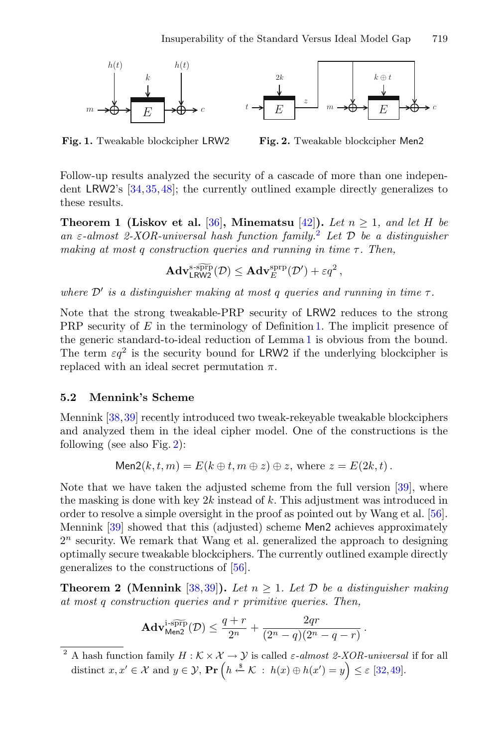**Fig. 1.** Tweakable blockcipher LRW2

**Fig. 2.** Tweakable blockcipher Men2

Follow-up results analyzed the security of a cascade of more than one independent LRW2's [34,35,48]; the currently outlined example directly generalizes to these results.

**Theorem 1 (Liskov et al. [36], Minematsu [42]).** *Let $n \geq 1$, and let $H$ be an $\varepsilon$-almost 2-XOR-universal hash function family.*[2] *Let $\mathcal{D}$ be a distinguisher making at most $q$ construction queries and running in time $\tau$. Then,*

$$\mathbf{Adv}_{\mathsf{LRW2}}^{\text{s-}\widetilde{\text{sprp}}}(\mathcal{D}) \leq \mathbf{Adv}_{E}^{\text{sprp}}(\mathcal{D}') + \varepsilon q^2 \,,$$

*where $\mathcal{D}'$ is a distinguisher making at most $q$ queries and running in time $\tau$.*

Note that the strong tweakable-PRP security of LRW2 reduces to the strong PRP security of $E$ in the terminology of Definition 1. The implicit presence of the generic standard-to-ideal reduction of Lemma 1 is obvious from the bound. The term $\varepsilon q^2$ is the security bound for LRW2 if the underlying blockcipher is replaced with an ideal secret permutation $\pi$.

### 5.2 Mennink's Scheme

Mennink [38,39] recently introduced two tweak-rekeyable tweakable blockciphers and analyzed them in the ideal cipher model. One of the constructions is the following (see also Fig. 2):

$$\mathsf{Men2}(k,t,m) = E(k \oplus t, m \oplus z) \oplus z, \text{ where } z = E(2k,t)\,.$$

Note that we have taken the adjusted scheme from the full version [39], where the masking is done with key $2k$ instead of $k$. This adjustment was introduced in order to resolve a simple oversight in the proof as pointed out by Wang et al. [56]. Mennink [39] showed that this (adjusted) scheme Men2 achieves approximately $2^n$ security. We remark that Wang et al. generalized the approach to designing optimally secure tweakable blockciphers. The currently outlined example directly generalizes to the constructions of [56].

**Theorem 2 (Mennink [38,39]).** *Let $n \geq 1$. Let $\mathcal{D}$ be a distinguisher making at most $q$ construction queries and $r$ primitive queries. Then,*

$$\mathbf{Adv}_{\mathsf{Men2}}^{\text{i-}\widetilde{\text{sprp}}}(\mathcal{D}) \leq \frac{q+r}{2^n} + \frac{2qr}{(2^n-q)(2^n-q-r)}\,.$$

[2] A hash function family $H : \mathcal{K} \times \mathcal{X} \to \mathcal{Y}$ is called *$\varepsilon$-almost 2-XOR-universal* if for all distinct $x, x' \in \mathcal{X}$ and $y \in \mathcal{Y}$, $\mathbf{Pr}\left(h \xleftarrow{\$} \mathcal{K} \;:\; h(x) \oplus h(x') = y\right) \leq \varepsilon$ [32,49].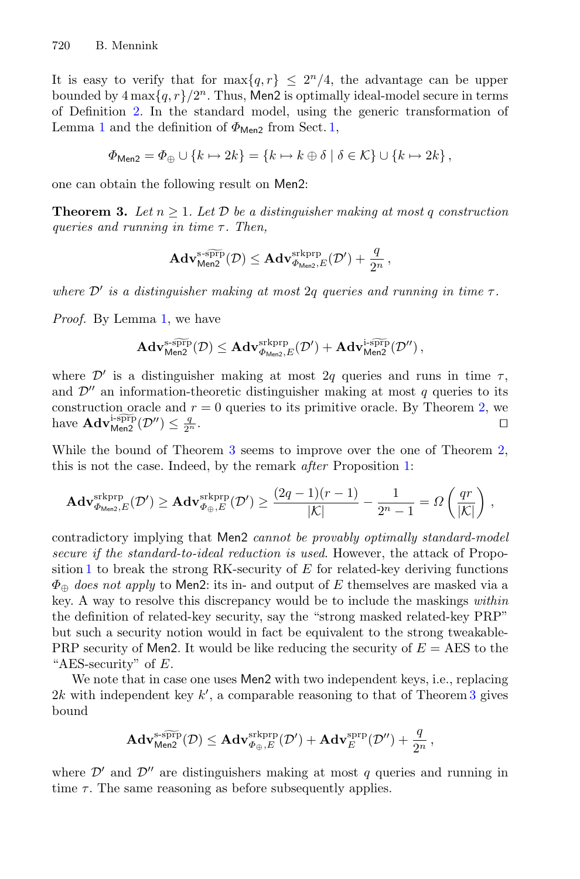It is easy to verify that for $\max\{q, r\} \leq 2^n/4$, the advantage can be upper bounded by $4\max\{q, r\}/2^n$. Thus, Men2 is optimally ideal-model secure in terms of Definition 2. In the standard model, using the generic transformation of Lemma 1 and the definition of $\Phi_{\mathsf{Men2}}$ from Sect. 1,

$$\Phi_{\mathsf{Men2}} = \Phi_{\oplus} \cup \{k \mapsto 2k\} = \{k \mapsto k \oplus \delta \mid \delta \in \mathcal{K}\} \cup \{k \mapsto 2k\},$$

one can obtain the following result on Men2:

**Theorem 3.** *Let $n \geq 1$. Let $\mathcal{D}$ be a distinguisher making at most $q$ construction queries and running in time $\tau$. Then,*

$$\mathbf{Adv}^{\text{s-}\widetilde{\text{sprp}}}_{\mathsf{Men2}}(\mathcal{D}) \leq \mathbf{Adv}^{\text{srkprp}}_{\Phi_{\mathsf{Men2}},E}(\mathcal{D}') + \frac{q}{2^n},$$

*where $\mathcal{D}'$ is a distinguisher making at most $2q$ queries and running in time $\tau$.*

*Proof.* By Lemma 1, we have

$$\mathbf{Adv}^{\text{s-}\widetilde{\text{sprp}}}_{\mathsf{Men2}}(\mathcal{D}) \leq \mathbf{Adv}^{\text{srkprp}}_{\Phi_{\mathsf{Men2}},E}(\mathcal{D}') + \mathbf{Adv}^{\text{i-}\widetilde{\text{sprp}}}_{\mathsf{Men2}}(\mathcal{D}''),$$

where $\mathcal{D}'$ is a distinguisher making at most $2q$ queries and runs in time $\tau$, and $\mathcal{D}''$ an information-theoretic distinguisher making at most $q$ queries to its construction oracle and $r = 0$ queries to its primitive oracle. By Theorem 2, we have $\mathbf{Adv}^{\text{i-}\widetilde{\text{sprp}}}_{\mathsf{Men2}}(\mathcal{D}'') \leq \frac{q}{2^n}$. □

While the bound of Theorem 3 seems to improve over the one of Theorem 2, this is not the case. Indeed, by the remark *after* Proposition 1:

$$\mathbf{Adv}^{\text{srkprp}}_{\Phi_{\mathsf{Men2}},E}(\mathcal{D}') \geq \mathbf{Adv}^{\text{srkprp}}_{\Phi_{\oplus},E}(\mathcal{D}') \geq \frac{(2q-1)(r-1)}{|\mathcal{K}|} - \frac{1}{2^n - 1} = \Omega\left(\frac{qr}{|\mathcal{K}|}\right),$$

contradictory implying that Men2 *cannot be provably optimally standard-model secure if the standard-to-ideal reduction is used*. However, the attack of Proposition 1 to break the strong RK-security of $E$ for related-key deriving functions $\Phi_{\oplus}$ *does not apply* to Men2: its in- and output of $E$ themselves are masked via a key. A way to resolve this discrepancy would be to include the maskings *within* the definition of related-key security, say the "strong masked related-key PRP" but such a security notion would in fact be equivalent to the strong tweakable-PRP security of Men2. It would be like reducing the security of $E = $ AES to the "AES-security" of $E$.

We note that in case one uses Men2 with two independent keys, i.e., replacing $2k$ with independent key $k'$, a comparable reasoning to that of Theorem 3 gives bound

$$\mathbf{Adv}^{\text{s-}\widetilde{\text{sprp}}}_{\mathsf{Men2}}(\mathcal{D}) \leq \mathbf{Adv}^{\text{srkprp}}_{\Phi_{\oplus},E}(\mathcal{D}') + \mathbf{Adv}^{\text{sprp}}_{E}(\mathcal{D}'') + \frac{q}{2^n},$$

where $\mathcal{D}'$ and $\mathcal{D}''$ are distinguishers making at most $q$ queries and running in time $\tau$. The same reasoning as before subsequently applies.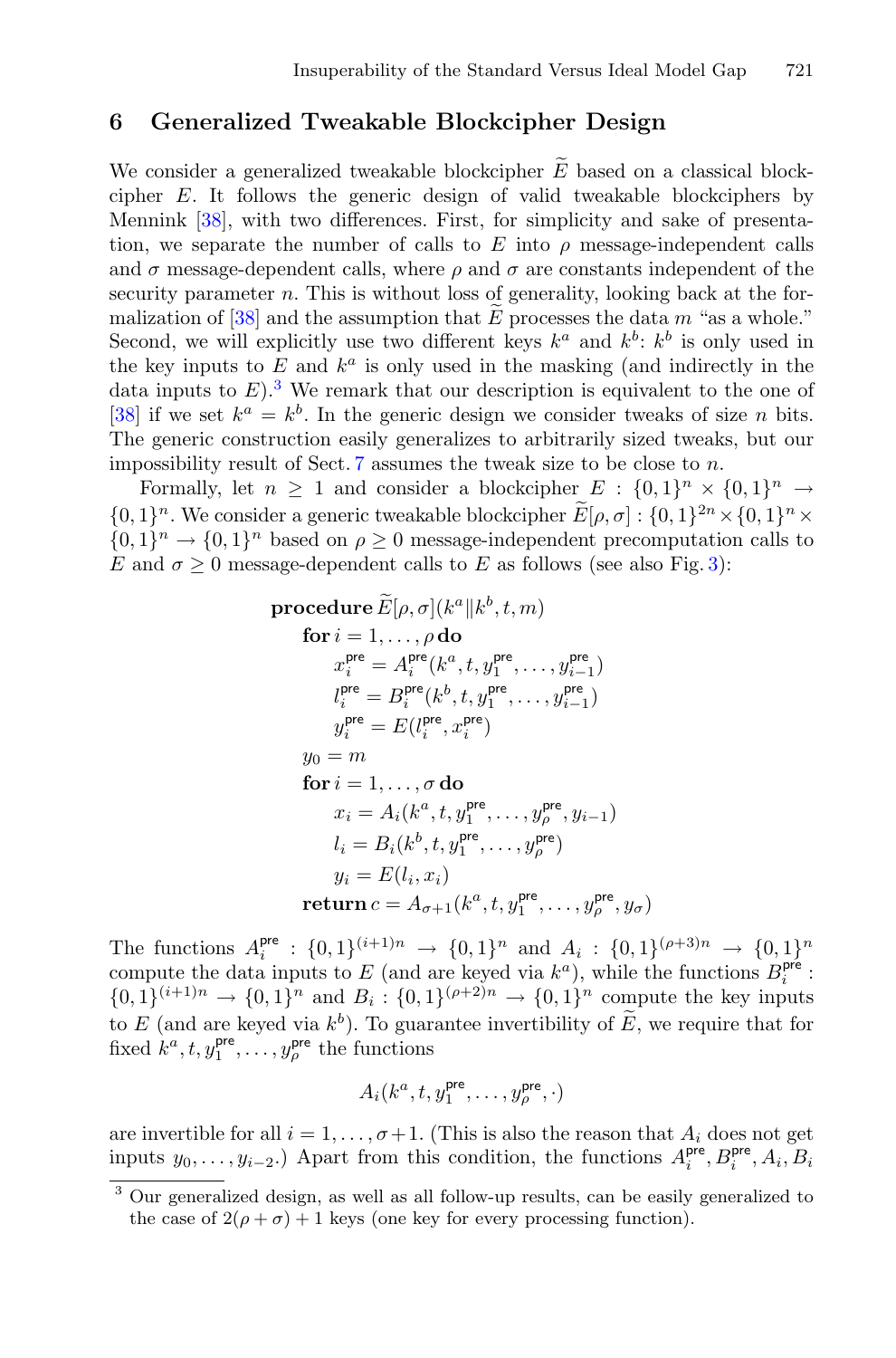## 6 Generalized Tweakable Blockcipher Design

We consider a generalized tweakable blockcipher $\widetilde{E}$ based on a classical blockcipher $E$. It follows the generic design of valid tweakable blockciphers by Mennink [38], with two differences. First, for simplicity and sake of presentation, we separate the number of calls to $E$ into $\rho$ message-independent calls and $\sigma$ message-dependent calls, where $\rho$ and $\sigma$ are constants independent of the security parameter $n$. This is without loss of generality, looking back at the formalization of [38] and the assumption that $\widetilde{E}$ processes the data $m$ "as a whole." Second, we will explicitly use two different keys $k^a$ and $k^b$: $k^b$ is only used in the key inputs to $E$ and $k^a$ is only used in the masking (and indirectly in the data inputs to $E$).[3] We remark that our description is equivalent to the one of [38] if we set $k^a = k^b$. In the generic design we consider tweaks of size $n$ bits. The generic construction easily generalizes to arbitrarily sized tweaks, but our impossibility result of Sect. 7 assumes the tweak size to be close to $n$.

Formally, let $n \geq 1$ and consider a blockcipher $E : \{0,1\}^n \times \{0,1\}^n \to \{0,1\}^n$. We consider a generic tweakable blockcipher $\widetilde{E}[\rho, \sigma] : \{0,1\}^{2n} \times \{0,1\}^n \times \{0,1\}^n \to \{0,1\}^n$ based on $\rho \geq 0$ message-independent precomputation calls to $E$ and $\sigma \geq 0$ message-dependent calls to $E$ as follows (see also Fig. 3):

$$
\begin{aligned}
&\textbf{procedure}\, \widetilde{E}[\rho,\sigma](k^a \| k^b, t, m)\\
&\quad \textbf{for}\, i = 1, \ldots, \rho\, \textbf{do}\\
&\quad\quad x_i^{\mathsf{pre}} = A_i^{\mathsf{pre}}(k^a, t, y_1^{\mathsf{pre}}, \ldots, y_{i-1}^{\mathsf{pre}})\\
&\quad\quad l_i^{\mathsf{pre}} = B_i^{\mathsf{pre}}(k^b, t, y_1^{\mathsf{pre}}, \ldots, y_{i-1}^{\mathsf{pre}})\\
&\quad\quad y_i^{\mathsf{pre}} = E(l_i^{\mathsf{pre}}, x_i^{\mathsf{pre}})\\
&\quad y_0 = m\\
&\quad \textbf{for}\, i = 1, \ldots, \sigma\, \textbf{do}\\
&\quad\quad x_i = A_i(k^a, t, y_1^{\mathsf{pre}}, \ldots, y_\rho^{\mathsf{pre}}, y_{i-1})\\
&\quad\quad l_i = B_i(k^b, t, y_1^{\mathsf{pre}}, \ldots, y_\rho^{\mathsf{pre}})\\
&\quad\quad y_i = E(l_i, x_i)\\
&\quad \textbf{return}\, c = A_{\sigma+1}(k^a, t, y_1^{\mathsf{pre}}, \ldots, y_\rho^{\mathsf{pre}}, y_\sigma)
\end{aligned}
$$

The functions $A_i^{\mathsf{pre}} : \{0,1\}^{(i+1)n} \to \{0,1\}^n$ and $A_i : \{0,1\}^{(\rho+3)n} \to \{0,1\}^n$ compute the data inputs to $E$ (and are keyed via $k^a$), while the functions $B_i^{\mathsf{pre}} : \{0,1\}^{(i+1)n} \to \{0,1\}^n$ and $B_i : \{0,1\}^{(\rho+2)n} \to \{0,1\}^n$ compute the key inputs to $E$ (and are keyed via $k^b$). To guarantee invertibility of $\widetilde{E}$, we require that for fixed $k^a, t, y_1^{\mathsf{pre}}, \ldots, y_\rho^{\mathsf{pre}}$ the functions

$$A_i(k^a, t, y_1^{\mathsf{pre}}, \ldots, y_\rho^{\mathsf{pre}}, \cdot)$$

are invertible for all $i = 1, \ldots, \sigma+1$. (This is also the reason that $A_i$ does not get inputs $y_0, \ldots, y_{i-2}$.) Apart from this condition, the functions $A_i^{\mathsf{pre}}, B_i^{\mathsf{pre}}, A_i, B_i$

[3] Our generalized design, as well as all follow-up results, can be easily generalized to the case of $2(\rho + \sigma) + 1$ keys (one key for every processing function).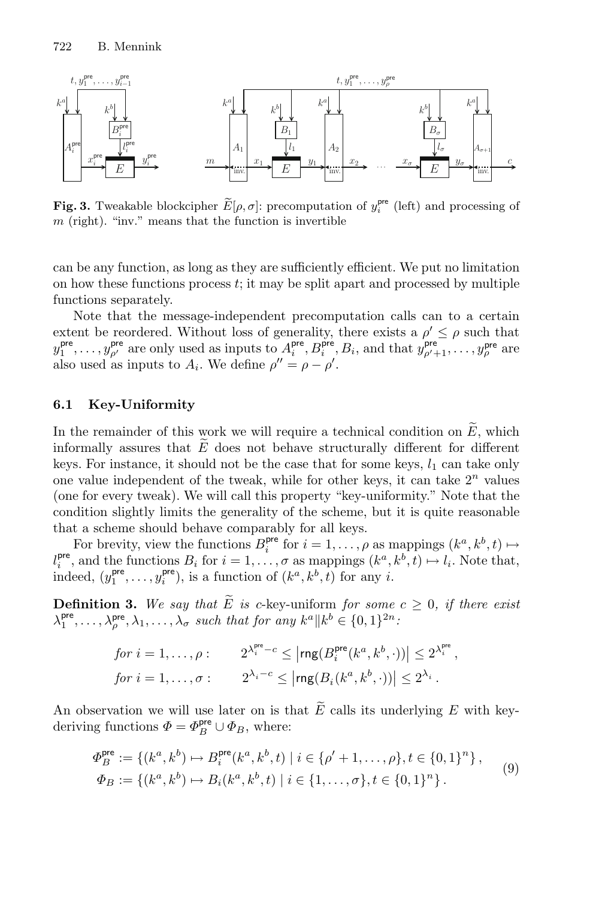**Fig. 3.** Tweakable blockcipher $\widetilde{E}[\rho, \sigma]$: precomputation of $y_i^{\mathsf{pre}}$ (left) and processing of $m$ (right). "inv." means that the function is invertible

can be any function, as long as they are sufficiently efficient. We put no limitation on how these functions process $t$; it may be split apart and processed by multiple functions separately.

Note that the message-independent precomputation calls can to a certain extent be reordered. Without loss of generality, there exists a $\rho' \leq \rho$ such that $y_1^{\mathsf{pre}}, \ldots, y_{\rho'}^{\mathsf{pre}}$ are only used as inputs to $A_i^{\mathsf{pre}}, B_i^{\mathsf{pre}}, B_i$, and that $y_{\rho'+1}^{\mathsf{pre}}, \ldots, y_{\rho}^{\mathsf{pre}}$ are also used as inputs to $A_i$. We define $\rho'' = \rho - \rho'$.

### 6.1 Key-Uniformity

In the remainder of this work we will require a technical condition on $\widetilde{E}$, which informally assures that $\widetilde{E}$ does not behave structurally different for different keys. For instance, it should not be the case that for some keys, $l_1$ can take only one value independent of the tweak, while for other keys, it can take $2^n$ values (one for every tweak). We will call this property "key-uniformity." Note that the condition slightly limits the generality of the scheme, but it is quite reasonable that a scheme should behave comparably for all keys.

For brevity, view the functions $B_i^{\mathsf{pre}}$ for $i = 1, \ldots, \rho$ as mappings $(k^a, k^b, t) \mapsto l_i^{\mathsf{pre}}$, and the functions $B_i$ for $i = 1, \ldots, \sigma$ as mappings $(k^a, k^b, t) \mapsto l_i$. Note that, indeed, $(y_1^{\mathsf{pre}}, \ldots, y_i^{\mathsf{pre}})$, is a function of $(k^a, k^b, t)$ for any $i$.

**Definition 3.** *We say that $\widetilde{E}$ is c-*key-uniform *for some $c \geq 0$, if there exist $\lambda_1^{\mathsf{pre}}, \ldots, \lambda_\rho^{\mathsf{pre}}, \lambda_1, \ldots, \lambda_\sigma$ such that for any $k^a \| k^b \in \{0,1\}^{2n}$:*

$$\text{for } i = 1, \ldots, \rho: \qquad 2^{\lambda_i^{\mathsf{pre}} - c} \leq \left|\mathsf{rng}(B_i^{\mathsf{pre}}(k^a, k^b, \cdot))\right| \leq 2^{\lambda_i^{\mathsf{pre}}},$$

$$\text{for } i = 1, \ldots, \sigma: \qquad 2^{\lambda_i - c} \leq \left|\mathsf{rng}(B_i(k^a, k^b, \cdot))\right| \leq 2^{\lambda_i}.$$

An observation we will use later on is that $\widetilde{E}$ calls its underlying $E$ with key-deriving functions $\Phi = \Phi_B^{\mathsf{pre}} \cup \Phi_B$, where:

$$\begin{aligned} \Phi_B^{\mathsf{pre}} &:= \left\{(k^a, k^b) \mapsto B_i^{\mathsf{pre}}(k^a, k^b, t) \mid i \in \{\rho' + 1, \ldots, \rho\}, t \in \{0,1\}^n\right\}, \\ \Phi_B &:= \left\{(k^a, k^b) \mapsto B_i(k^a, k^b, t) \mid i \in \{1, \ldots, \sigma\}, t \in \{0,1\}^n\right\}. \end{aligned} \tag{9}$$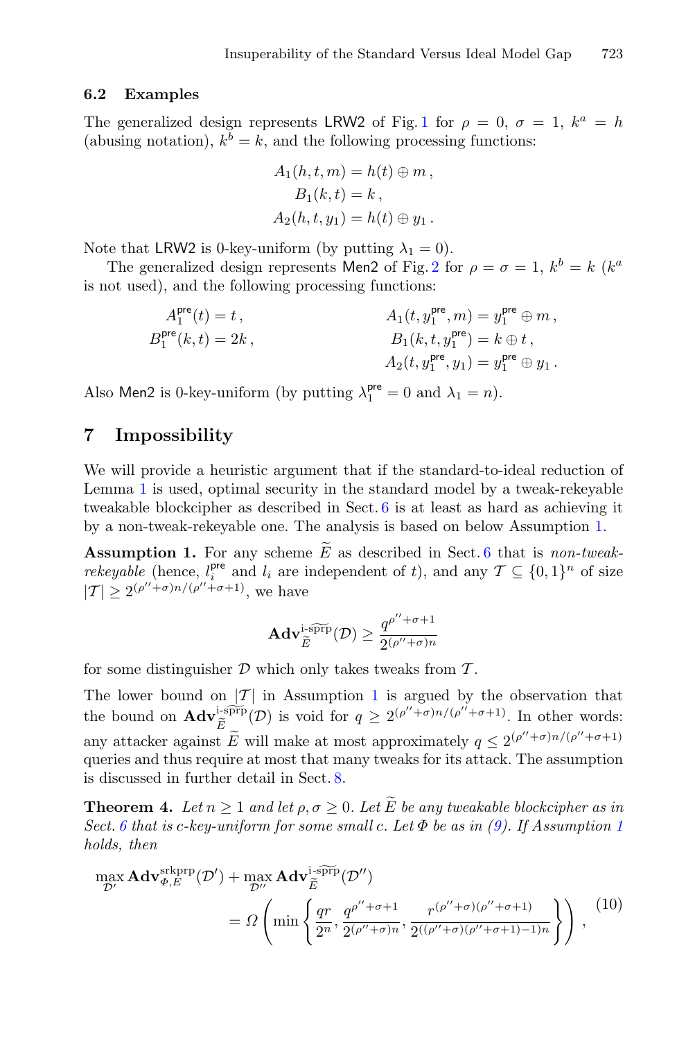### 6.2 Examples

The generalized design represents $\mathsf{LRW2}$ of Fig. 1 for $\rho = 0$, $\sigma = 1$, $k^a = h$ (abusing notation), $k^b = k$, and the following processing functions:

$$
\begin{aligned}
A_1(h, t, m) &= h(t) \oplus m\,,\\
B_1(k, t) &= k\,,\\
A_2(h, t, y_1) &= h(t) \oplus y_1\,.
\end{aligned}
$$

Note that $\mathsf{LRW2}$ is 0-key-uniform (by putting $\lambda_1 = 0$).

The generalized design represents $\mathsf{Men2}$ of Fig. 2 for $\rho = \sigma = 1$, $k^b = k$ ($k^a$ is not used), and the following processing functions:

$$
\begin{aligned}
A_1^{\mathsf{pre}}(t) &= t\,, & A_1(t, y_1^{\mathsf{pre}}, m) &= y_1^{\mathsf{pre}} \oplus m\,,\\
B_1^{\mathsf{pre}}(k, t) &= 2k\,, & B_1(k, t, y_1^{\mathsf{pre}}) &= k \oplus t\,,\\
& & A_2(t, y_1^{\mathsf{pre}}, y_1) &= y_1^{\mathsf{pre}} \oplus y_1\,.
\end{aligned}
$$

Also $\mathsf{Men2}$ is 0-key-uniform (by putting $\lambda_1^{\mathsf{pre}} = 0$ and $\lambda_1 = n$).

## 7 Impossibility

We will provide a heuristic argument that if the standard-to-ideal reduction of Lemma 1 is used, optimal security in the standard model by a tweak-rekeyable tweakable blockcipher as described in Sect. 6 is at least as hard as achieving it by a non-tweak-rekeyable one. The analysis is based on below Assumption 1.

**Assumption 1.** For any scheme $\widetilde{E}$ as described in Sect. 6 that is *non-tweak-rekeyable* (hence, $l_i^{\mathsf{pre}}$ and $l_i$ are independent of $t$), and any $\mathcal{T} \subseteq \{0,1\}^n$ of size $|\mathcal{T}| \geq 2^{(\rho''+\sigma)n/(\rho''+\sigma+1)}$, we have

$$\mathbf{Adv}_{\widetilde{E}}^{\text{i-}\widetilde{\text{sprp}}}(\mathcal{D}) \geq \frac{q^{\rho''+\sigma+1}}{2^{(\rho''+\sigma)n}}$$

for some distinguisher $\mathcal{D}$ which only takes tweaks from $\mathcal{T}$.

The lower bound on $|\mathcal{T}|$ in Assumption 1 is argued by the observation that the bound on $\mathbf{Adv}_{\widetilde{E}}^{\text{i-}\widetilde{\text{sprp}}}(\mathcal{D})$ is void for $q \geq 2^{(\rho''+\sigma)n/(\rho''+\sigma+1)}$. In other words: any attacker against $\widetilde{E}$ will make at most approximately $q \leq 2^{(\rho''+\sigma)n/(\rho''+\sigma+1)}$ queries and thus require at most that many tweaks for its attack. The assumption is discussed in further detail in Sect. 8.

**Theorem 4.** *Let $n \geq 1$ and let $\rho, \sigma \geq 0$. Let $\widetilde{E}$ be any tweakable blockcipher as in Sect. 6 that is c-key-uniform for some small c. Let $\Phi$ be as in (9). If Assumption 1 holds, then*

$$\max_{\mathcal{D}'} \mathbf{Adv}_{\Phi,E}^{\text{srkprp}}(\mathcal{D}') + \max_{\mathcal{D}''} \mathbf{Adv}_{\widetilde{E}}^{\text{i-}\widetilde{\text{sprp}}}(\mathcal{D}'') = \Omega\left(\min\left\{\frac{qr}{2^n}, \frac{q^{\rho''+\sigma+1}}{2^{(\rho''+\sigma)n}}, \frac{r^{(\rho''+\sigma)(\rho''+\sigma+1)}}{2^{((\rho''+\sigma)(\rho''+\sigma+1)-1)n}}\right\}\right), \tag{10}$$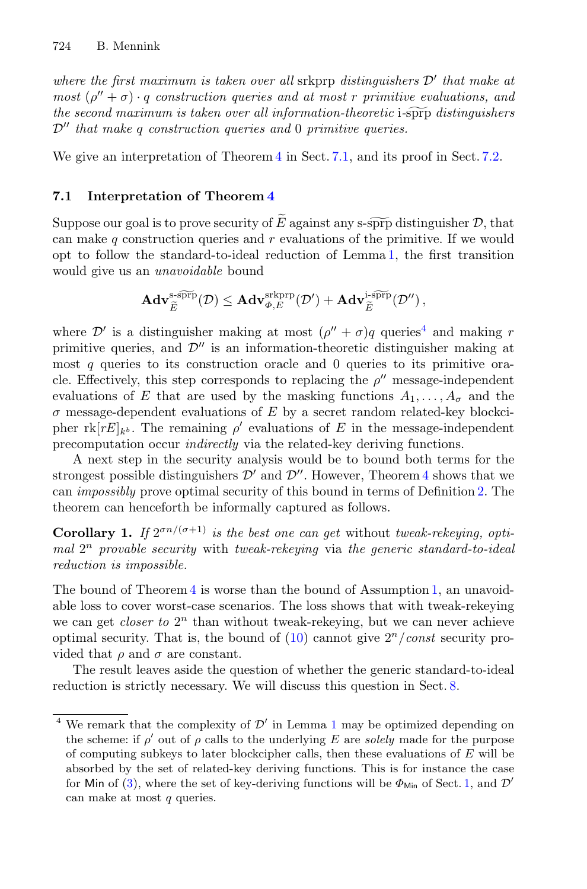*where the first maximum is taken over all* srkprp *distinguishers* $\mathcal{D}'$ *that make at most* $(\rho'' + \sigma) \cdot q$ *construction queries and at most* $r$ *primitive evaluations, and the second maximum is taken over all information-theoretic* i-$\widetilde{\text{sprp}}$ *distinguishers* $\mathcal{D}''$ *that make* $q$ *construction queries and* $0$ *primitive queries.*

We give an interpretation of Theorem 4 in Sect. 7.1, and its proof in Sect. 7.2.

### 7.1 Interpretation of Theorem 4

Suppose our goal is to prove security of $\widetilde{E}$ against any s-$\widetilde{\text{sprp}}$ distinguisher $\mathcal{D}$, that can make $q$ construction queries and $r$ evaluations of the primitive. If we would opt to follow the standard-to-ideal reduction of Lemma 1, the first transition would give us an *unavoidable* bound

$$\mathbf{Adv}^{\text{s-}\widetilde{\text{sprp}}}_{\widetilde{E}}(\mathcal{D}) \leq \mathbf{Adv}^{\text{srkprp}}_{\Phi,E}(\mathcal{D}') + \mathbf{Adv}^{\text{i-}\widetilde{\text{sprp}}}_{\widetilde{E}}(\mathcal{D}''),$$

where $\mathcal{D}'$ is a distinguisher making at most $(\rho'' + \sigma)q$ queries[4] and making $r$ primitive queries, and $\mathcal{D}''$ is an information-theoretic distinguisher making at most $q$ queries to its construction oracle and $0$ queries to its primitive oracle. Effectively, this step corresponds to replacing the $\rho''$ message-independent evaluations of $E$ that are used by the masking functions $A_1, \ldots, A_\sigma$ and the $\sigma$ message-dependent evaluations of $E$ by a secret random related-key blockcipher $\text{rk}[rE]_{k^b}$. The remaining $\rho'$ evaluations of $E$ in the message-independent precomputation occur *indirectly* via the related-key deriving functions.

A next step in the security analysis would be to bound both terms for the strongest possible distinguishers $\mathcal{D}'$ and $\mathcal{D}''$. However, Theorem 4 shows that we can *impossibly* prove optimal security of this bound in terms of Definition 2. The theorem can henceforth be informally captured as follows.

**Corollary 1.** *If* $2^{\sigma n/(\sigma+1)}$ *is the best one can get* without *tweak-rekeying, optimal* $2^n$ *provable security* with *tweak-rekeying* via *the generic standard-to-ideal reduction is impossible.*

The bound of Theorem 4 is worse than the bound of Assumption 1, an unavoidable loss to cover worst-case scenarios. The loss shows that with tweak-rekeying we can get *closer to* $2^n$ than without tweak-rekeying, but we can never achieve optimal security. That is, the bound of (10) cannot give $2^n/\mathit{const}$ security provided that $\rho$ and $\sigma$ are constant.

The result leaves aside the question of whether the generic standard-to-ideal reduction is strictly necessary. We will discuss this question in Sect. 8.

---

[4] We remark that the complexity of $\mathcal{D}'$ in Lemma 1 may be optimized depending on the scheme: if $\rho'$ out of $\rho$ calls to the underlying $E$ are *solely* made for the purpose of computing subkeys to later blockcipher calls, then these evaluations of $E$ will be absorbed by the set of related-key deriving functions. This is for instance the case for $\mathsf{Min}$ of (3), where the set of key-deriving functions will be $\Phi_{\mathsf{Min}}$ of Sect. 1, and $\mathcal{D}'$ can make at most $q$ queries.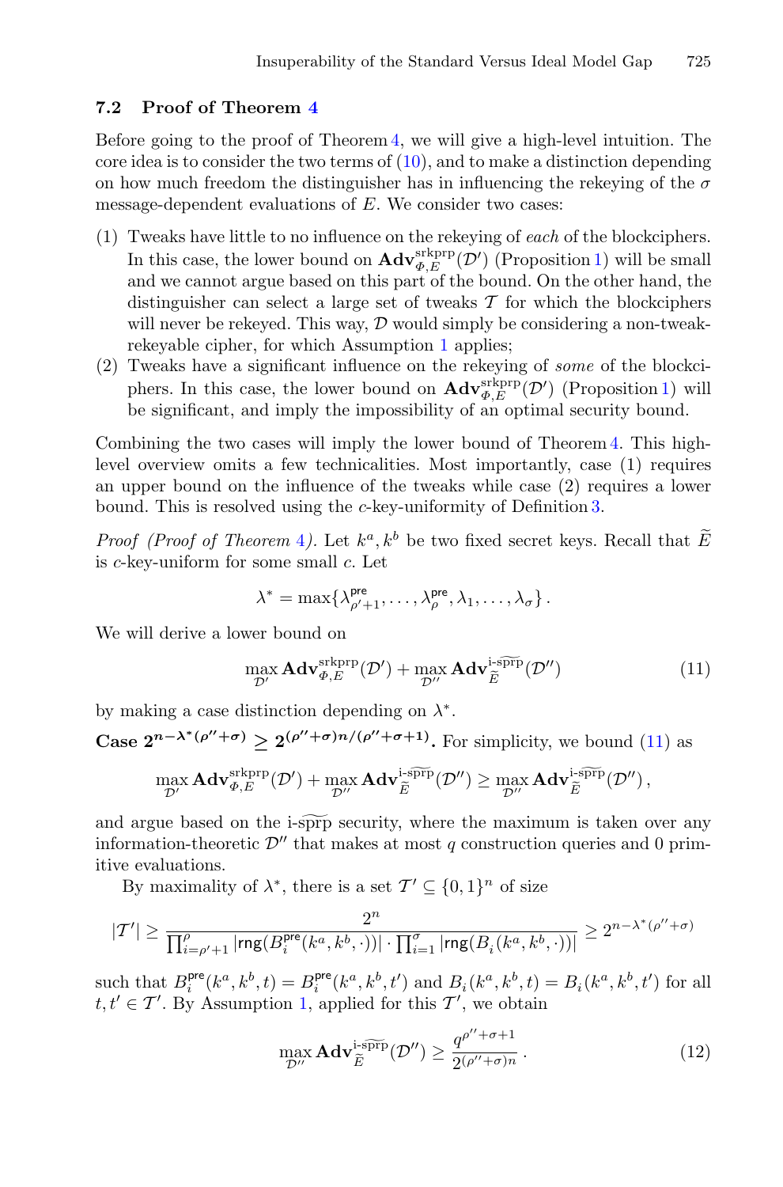### 7.2 Proof of Theorem 4

Before going to the proof of Theorem 4, we will give a high-level intuition. The core idea is to consider the two terms of (10), and to make a distinction depending on how much freedom the distinguisher has in influencing the rekeying of the $\sigma$ message-dependent evaluations of $E$. We consider two cases:

(1) Tweaks have little to no influence on the rekeying of *each* of the blockciphers. In this case, the lower bound on $\mathbf{Adv}^{\text{srkprp}}_{\Phi,E}(\mathcal{D}')$ (Proposition 1) will be small and we cannot argue based on this part of the bound. On the other hand, the distinguisher can select a large set of tweaks $\mathcal{T}$ for which the blockciphers will never be rekeyed. This way, $\mathcal{D}$ would simply be considering a non-tweak-rekeyable cipher, for which Assumption 1 applies;

(2) Tweaks have a significant influence on the rekeying of *some* of the blockciphers. In this case, the lower bound on $\mathbf{Adv}^{\text{srkprp}}_{\Phi,E}(\mathcal{D}')$ (Proposition 1) will be significant, and imply the impossibility of an optimal security bound.

Combining the two cases will imply the lower bound of Theorem 4. This high-level overview omits a few technicalities. Most importantly, case (1) requires an upper bound on the influence of the tweaks while case (2) requires a lower bound. This is resolved using the $c$-key-uniformity of Definition 3.

*Proof (Proof of Theorem 4).* Let $k^a, k^b$ be two fixed secret keys. Recall that $\widetilde{E}$ is $c$-key-uniform for some small $c$. Let

$$\lambda^* = \max\{\lambda^{\mathsf{pre}}_{\rho'+1}, \ldots, \lambda^{\mathsf{pre}}_{\rho}, \lambda_1, \ldots, \lambda_\sigma\}\,.$$

We will derive a lower bound on

$$\max_{\mathcal{D}'} \mathbf{Adv}^{\text{srkprp}}_{\Phi,E}(\mathcal{D}') + \max_{\mathcal{D}''} \mathbf{Adv}^{\text{i-}\widetilde{\text{sprp}}}_{\widetilde{E}}(\mathcal{D}'') \tag{11}$$

by making a case distinction depending on $\lambda^*$.

**Case $2^{n-\lambda^*(\rho''+\sigma)} \geq 2^{(\rho''+\sigma)n/(\rho''+\sigma+1)}$.** For simplicity, we bound (11) as

$$\max_{\mathcal{D}'} \mathbf{Adv}^{\text{srkprp}}_{\Phi,E}(\mathcal{D}') + \max_{\mathcal{D}''} \mathbf{Adv}^{\text{i-}\widetilde{\text{sprp}}}_{\widetilde{E}}(\mathcal{D}'') \geq \max_{\mathcal{D}''} \mathbf{Adv}^{\text{i-}\widetilde{\text{sprp}}}_{\widetilde{E}}(\mathcal{D}'')\,,$$

and argue based on the i-$\widetilde{\text{sprp}}$ security, where the maximum is taken over any information-theoretic $\mathcal{D}''$ that makes at most $q$ construction queries and 0 primitive evaluations.

By maximality of $\lambda^*$, there is a set $\mathcal{T}' \subseteq \{0,1\}^n$ of size

$$|\mathcal{T}'| \geq \frac{2^n}{\prod_{i=\rho'+1}^{\rho} |\mathsf{rng}(B^{\mathsf{pre}}_i(k^a,k^b,\cdot))| \cdot \prod_{i=1}^{\sigma} |\mathsf{rng}(B_i(k^a,k^b,\cdot))|} \geq 2^{n-\lambda^*(\rho''+\sigma)}$$

such that $B^{\mathsf{pre}}_i(k^a,k^b,t) = B^{\mathsf{pre}}_i(k^a,k^b,t')$ and $B_i(k^a,k^b,t) = B_i(k^a,k^b,t')$ for all $t,t' \in \mathcal{T}'$. By Assumption 1, applied for this $\mathcal{T}'$, we obtain

$$\max_{\mathcal{D}''} \mathbf{Adv}^{\text{i-}\widetilde{\text{sprp}}}_{\widetilde{E}}(\mathcal{D}'') \geq \frac{q^{\rho''+\sigma+1}}{2^{(\rho''+\sigma)n}}\,. \tag{12}$$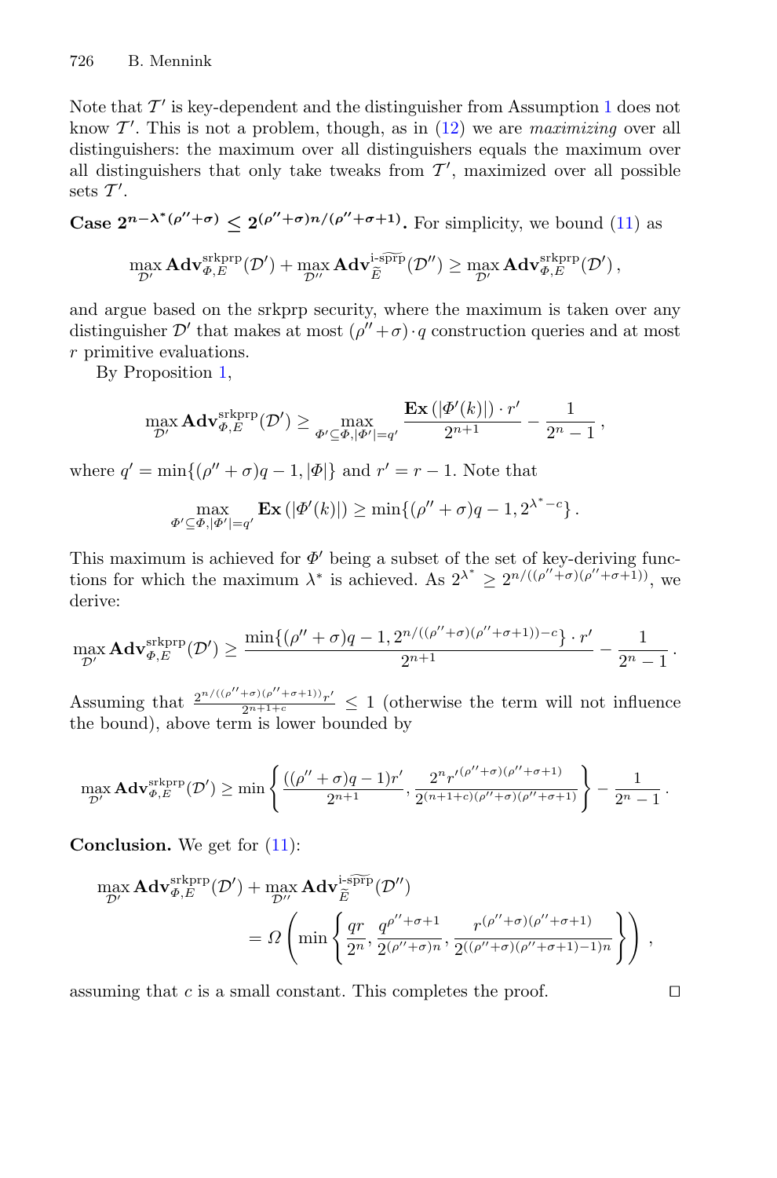Note that $\mathcal{T}'$ is key-dependent and the distinguisher from Assumption 1 does not know $\mathcal{T}'$. This is not a problem, though, as in (12) we are *maximizing* over all distinguishers: the maximum over all distinguishers equals the maximum over all distinguishers that only take tweaks from $\mathcal{T}'$, maximized over all possible sets $\mathcal{T}'$.

**Case $2^{n-\lambda^*(\rho''+\sigma)} \leq 2^{(\rho''+\sigma)n/(\rho''+\sigma+1)}$.** For simplicity, we bound (11) as

$$\max_{\mathcal{D}'} \mathbf{Adv}^{\text{srkprp}}_{\Phi,E}(\mathcal{D}') + \max_{\mathcal{D}''} \mathbf{Adv}^{\text{i-}\widetilde{\text{sprp}}}_{\widetilde{E}}(\mathcal{D}'') \geq \max_{\mathcal{D}'} \mathbf{Adv}^{\text{srkprp}}_{\Phi,E}(\mathcal{D}'),$$

and argue based on the srkprp security, where the maximum is taken over any distinguisher $\mathcal{D}'$ that makes at most $(\rho''+\sigma)\cdot q$ construction queries and at most $r$ primitive evaluations.

By Proposition 1,

$$\max_{\mathcal{D}'} \mathbf{Adv}^{\text{srkprp}}_{\Phi,E}(\mathcal{D}') \geq \max_{\Phi'\subseteq\Phi, |\Phi'|=q'} \frac{\mathbf{Ex}\left(|\Phi'(k)|\right)\cdot r'}{2^{n+1}} - \frac{1}{2^n-1},$$

where $q' = \min\{(\rho''+\sigma)q - 1, |\Phi|\}$ and $r' = r-1$. Note that

$$\max_{\Phi'\subseteq\Phi, |\Phi'|=q'} \mathbf{Ex}\left(|\Phi'(k)|\right) \geq \min\{(\rho''+\sigma)q-1, 2^{\lambda^*-c}\}.$$

This maximum is achieved for $\Phi'$ being a subset of the set of key-deriving functions for which the maximum $\lambda^*$ is achieved. As $2^{\lambda^*} \geq 2^{n/((\rho''+\sigma)(\rho''+\sigma+1))}$, we derive:

$$\max_{\mathcal{D}'} \mathbf{Adv}^{\text{srkprp}}_{\Phi,E}(\mathcal{D}') \geq \frac{\min\{(\rho''+\sigma)q-1, 2^{n/((\rho''+\sigma)(\rho''+\sigma+1))-c}\}\cdot r'}{2^{n+1}} - \frac{1}{2^n-1}.$$

Assuming that $\frac{2^{n/((\rho''+\sigma)(\rho''+\sigma+1))}r'}{2^{n+1+c}} \leq 1$ (otherwise the term will not influence the bound), above term is lower bounded by

$$\max_{\mathcal{D}'} \mathbf{Adv}^{\text{srkprp}}_{\Phi,E}(\mathcal{D}') \geq \min\left\{\frac{((\rho''+\sigma)q-1)r'}{2^{n+1}}, \frac{2^n r'^{(\rho''+\sigma)(\rho''+\sigma+1)}}{2^{(n+1+c)(\rho''+\sigma)(\rho''+\sigma+1)}}\right\} - \frac{1}{2^n-1}.$$

**Conclusion.** We get for (11):

$$\begin{aligned}\max_{\mathcal{D}'} \mathbf{Adv}^{\text{srkprp}}_{\Phi,E}(\mathcal{D}') &+ \max_{\mathcal{D}''} \mathbf{Adv}^{\text{i-}\widetilde{\text{sprp}}}_{\widetilde{E}}(\mathcal{D}'') \\ &= \Omega\left(\min\left\{\frac{qr}{2^n}, \frac{q^{\rho''+\sigma+1}}{2^{(\rho''+\sigma)n}}, \frac{r^{(\rho''+\sigma)(\rho''+\sigma+1)}}{2^{((\rho''+\sigma)(\rho''+\sigma+1)-1)n}}\right\}\right),\end{aligned}$$

assuming that $c$ is a small constant. This completes the proof. $\square$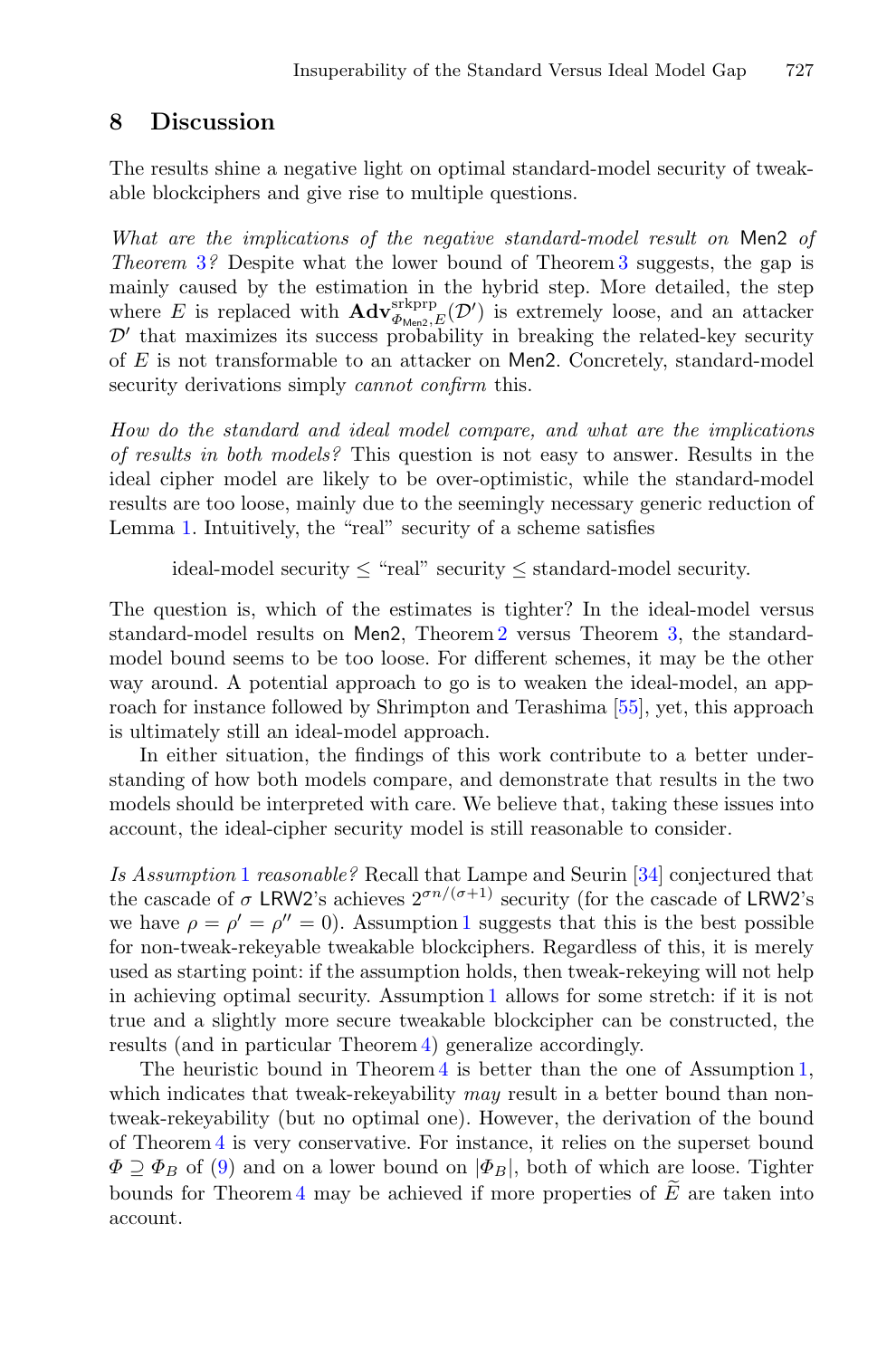## 8 Discussion

The results shine a negative light on optimal standard-model security of tweakable blockciphers and give rise to multiple questions.

*What are the implications of the negative standard-model result on* Men2 *of Theorem 3?* Despite what the lower bound of Theorem 3 suggests, the gap is mainly caused by the estimation in the hybrid step. More detailed, the step where $E$ is replaced with $\mathbf{Adv}^{\mathrm{srkprp}}_{\Phi_{\mathsf{Men2}},E}(\mathcal{D}')$ is extremely loose, and an attacker $\mathcal{D}'$ that maximizes its success probability in breaking the related-key security of $E$ is not transformable to an attacker on Men2. Concretely, standard-model security derivations simply *cannot confirm* this.

*How do the standard and ideal model compare, and what are the implications of results in both models?* This question is not easy to answer. Results in the ideal cipher model are likely to be over-optimistic, while the standard-model results are too loose, mainly due to the seemingly necessary generic reduction of Lemma 1. Intuitively, the "real" security of a scheme satisfies

$$\text{ideal-model security} \leq \text{"real" security} \leq \text{standard-model security.}$$

The question is, which of the estimates is tighter? In the ideal-model versus standard-model results on Men2, Theorem 2 versus Theorem 3, the standard-model bound seems to be too loose. For different schemes, it may be the other way around. A potential approach to go is to weaken the ideal-model, an approach for instance followed by Shrimpton and Terashima [55], yet, this approach is ultimately still an ideal-model approach.

In either situation, the findings of this work contribute to a better understanding of how both models compare, and demonstrate that results in the two models should be interpreted with care. We believe that, taking these issues into account, the ideal-cipher security model is still reasonable to consider.

*Is Assumption 1 reasonable?* Recall that Lampe and Seurin [34] conjectured that the cascade of $\sigma$ LRW2's achieves $2^{\sigma n/(\sigma+1)}$ security (for the cascade of LRW2's we have $\rho = \rho' = \rho'' = 0$). Assumption 1 suggests that this is the best possible for non-tweak-rekeyable tweakable blockciphers. Regardless of this, it is merely used as starting point: if the assumption holds, then tweak-rekeying will not help in achieving optimal security. Assumption 1 allows for some stretch: if it is not true and a slightly more secure tweakable blockcipher can be constructed, the results (and in particular Theorem 4) generalize accordingly.

The heuristic bound in Theorem 4 is better than the one of Assumption 1, which indicates that tweak-rekeyability *may* result in a better bound than non-tweak-rekeyability (but no optimal one). However, the derivation of the bound of Theorem 4 is very conservative. For instance, it relies on the superset bound $\Phi \supseteq \Phi_B$ of (9) and on a lower bound on $|\Phi_B|$, both of which are loose. Tighter bounds for Theorem 4 may be achieved if more properties of $\widetilde{E}$ are taken into account.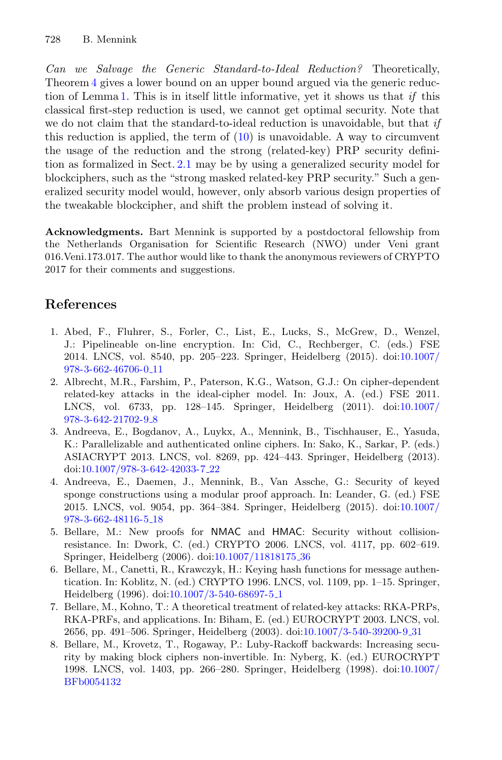*Can we Salvage the Generic Standard-to-Ideal Reduction?* Theoretically, Theorem 4 gives a lower bound on an upper bound argued via the generic reduction of Lemma 1. This is in itself little informative, yet it shows us that *if* this classical first-step reduction is used, we cannot get optimal security. Note that we do not claim that the standard-to-ideal reduction is unavoidable, but that *if* this reduction is applied, the term of (10) is unavoidable. A way to circumvent the usage of the reduction and the strong (related-key) PRP security definition as formalized in Sect. 2.1 may be by using a generalized security model for blockciphers, such as the "strong masked related-key PRP security." Such a generalized security model would, however, only absorb various design properties of the tweakable blockcipher, and shift the problem instead of solving it.

**Acknowledgments.** Bart Mennink is supported by a postdoctoral fellowship from the Netherlands Organisation for Scientific Research (NWO) under Veni grant 016.Veni.173.017. The author would like to thank the anonymous reviewers of CRYPTO 2017 for their comments and suggestions.

## References

1. Abed, F., Fluhrer, S., Forler, C., List, E., Lucks, S., McGrew, D., Wenzel, J.: Pipelineable on-line encryption. In: Cid, C., Rechberger, C. (eds.) FSE 2014. LNCS, vol. 8540, pp. 205–223. Springer, Heidelberg (2015). doi:10.1007/978-3-662-46706-0_11
2. Albrecht, M.R., Farshim, P., Paterson, K.G., Watson, G.J.: On cipher-dependent related-key attacks in the ideal-cipher model. In: Joux, A. (ed.) FSE 2011. LNCS, vol. 6733, pp. 128–145. Springer, Heidelberg (2011). doi:10.1007/978-3-642-21702-9_8
3. Andreeva, E., Bogdanov, A., Luykx, A., Mennink, B., Tischhauser, E., Yasuda, K.: Parallelizable and authenticated online ciphers. In: Sako, K., Sarkar, P. (eds.) ASIACRYPT 2013. LNCS, vol. 8269, pp. 424–443. Springer, Heidelberg (2013). doi:10.1007/978-3-642-42033-7_22
4. Andreeva, E., Daemen, J., Mennink, B., Van Assche, G.: Security of keyed sponge constructions using a modular proof approach. In: Leander, G. (ed.) FSE 2015. LNCS, vol. 9054, pp. 364–384. Springer, Heidelberg (2015). doi:10.1007/978-3-662-48116-5_18
5. Bellare, M.: New proofs for NMAC and HMAC: Security without collision-resistance. In: Dwork, C. (ed.) CRYPTO 2006. LNCS, vol. 4117, pp. 602–619. Springer, Heidelberg (2006). doi:10.1007/11818175_36
6. Bellare, M., Canetti, R., Krawczyk, H.: Keying hash functions for message authentication. In: Koblitz, N. (ed.) CRYPTO 1996. LNCS, vol. 1109, pp. 1–15. Springer, Heidelberg (1996). doi:10.1007/3-540-68697-5_1
7. Bellare, M., Kohno, T.: A theoretical treatment of related-key attacks: RKA-PRPs, RKA-PRFs, and applications. In: Biham, E. (ed.) EUROCRYPT 2003. LNCS, vol. 2656, pp. 491–506. Springer, Heidelberg (2003). doi:10.1007/3-540-39200-9_31
8. Bellare, M., Krovetz, T., Rogaway, P.: Luby-Rackoff backwards: Increasing security by making block ciphers non-invertible. In: Nyberg, K. (ed.) EUROCRYPT 1998. LNCS, vol. 1403, pp. 266–280. Springer, Heidelberg (1998). doi:10.1007/BFb0054132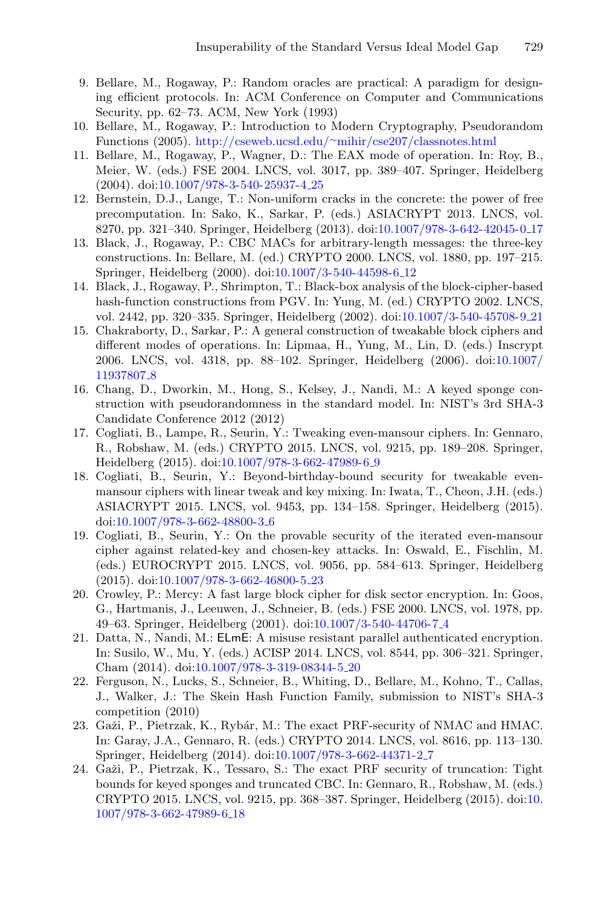9. Bellare, M., Rogaway, P.: Random oracles are practical: A paradigm for designing efficient protocols. In: ACM Conference on Computer and Communications Security, pp. 62–73. ACM, New York (1993)
10. Bellare, M., Rogaway, P.: Introduction to Modern Cryptography, Pseudorandom Functions (2005). http://cseweb.ucsd.edu/~mihir/cse207/classnotes.html
11. Bellare, M., Rogaway, P., Wagner, D.: The EAX mode of operation. In: Roy, B., Meier, W. (eds.) FSE 2004. LNCS, vol. 3017, pp. 389–407. Springer, Heidelberg (2004). doi:10.1007/978-3-540-25937-4_25
12. Bernstein, D.J., Lange, T.: Non-uniform cracks in the concrete: the power of free precomputation. In: Sako, K., Sarkar, P. (eds.) ASIACRYPT 2013. LNCS, vol. 8270, pp. 321–340. Springer, Heidelberg (2013). doi:10.1007/978-3-642-42045-0_17
13. Black, J., Rogaway, P.: CBC MACs for arbitrary-length messages: the three-key constructions. In: Bellare, M. (ed.) CRYPTO 2000. LNCS, vol. 1880, pp. 197–215. Springer, Heidelberg (2000). doi:10.1007/3-540-44598-6_12
14. Black, J., Rogaway, P., Shrimpton, T.: Black-box analysis of the block-cipher-based hash-function constructions from PGV. In: Yung, M. (ed.) CRYPTO 2002. LNCS, vol. 2442, pp. 320–335. Springer, Heidelberg (2002). doi:10.1007/3-540-45708-9_21
15. Chakraborty, D., Sarkar, P.: A general construction of tweakable block ciphers and different modes of operations. In: Lipmaa, H., Yung, M., Lin, D. (eds.) Inscrypt 2006. LNCS, vol. 4318, pp. 88–102. Springer, Heidelberg (2006). doi:10.1007/11937807_8
16. Chang, D., Dworkin, M., Hong, S., Kelsey, J., Nandi, M.: A keyed sponge construction with pseudorandomness in the standard model. In: NIST's 3rd SHA-3 Candidate Conference 2012 (2012)
17. Cogliati, B., Lampe, R., Seurin, Y.: Tweaking even-mansour ciphers. In: Gennaro, R., Robshaw, M. (eds.) CRYPTO 2015. LNCS, vol. 9215, pp. 189–208. Springer, Heidelberg (2015). doi:10.1007/978-3-662-47989-6_9
18. Cogliati, B., Seurin, Y.: Beyond-birthday-bound security for tweakable even-mansour ciphers with linear tweak and key mixing. In: Iwata, T., Cheon, J.H. (eds.) ASIACRYPT 2015. LNCS, vol. 9453, pp. 134–158. Springer, Heidelberg (2015). doi:10.1007/978-3-662-48800-3_6
19. Cogliati, B., Seurin, Y.: On the provable security of the iterated even-mansour cipher against related-key and chosen-key attacks. In: Oswald, E., Fischlin, M. (eds.) EUROCRYPT 2015. LNCS, vol. 9056, pp. 584–613. Springer, Heidelberg (2015). doi:10.1007/978-3-662-46800-5_23
20. Crowley, P.: Mercy: A fast large block cipher for disk sector encryption. In: Goos, G., Hartmanis, J., Leeuwen, J., Schneier, B. (eds.) FSE 2000. LNCS, vol. 1978, pp. 49–63. Springer, Heidelberg (2001). doi:10.1007/3-540-44706-7_4
21. Datta, N., Nandi, M.: ELmE: A misuse resistant parallel authenticated encryption. In: Susilo, W., Mu, Y. (eds.) ACISP 2014. LNCS, vol. 8544, pp. 306–321. Springer, Cham (2014). doi:10.1007/978-3-319-08344-5_20
22. Ferguson, N., Lucks, S., Schneier, B., Whiting, D., Bellare, M., Kohno, T., Callas, J., Walker, J.: The Skein Hash Function Family, submission to NIST's SHA-3 competition (2010)
23. Gaži, P., Pietrzak, K., Rybár, M.: The exact PRF-security of NMAC and HMAC. In: Garay, J.A., Gennaro, R. (eds.) CRYPTO 2014. LNCS, vol. 8616, pp. 113–130. Springer, Heidelberg (2014). doi:10.1007/978-3-662-44371-2_7
24. Gaži, P., Pietrzak, K., Tessaro, S.: The exact PRF security of truncation: Tight bounds for keyed sponges and truncated CBC. In: Gennaro, R., Robshaw, M. (eds.) CRYPTO 2015. LNCS, vol. 9215, pp. 368–387. Springer, Heidelberg (2015). doi:10.1007/978-3-662-47989-6_18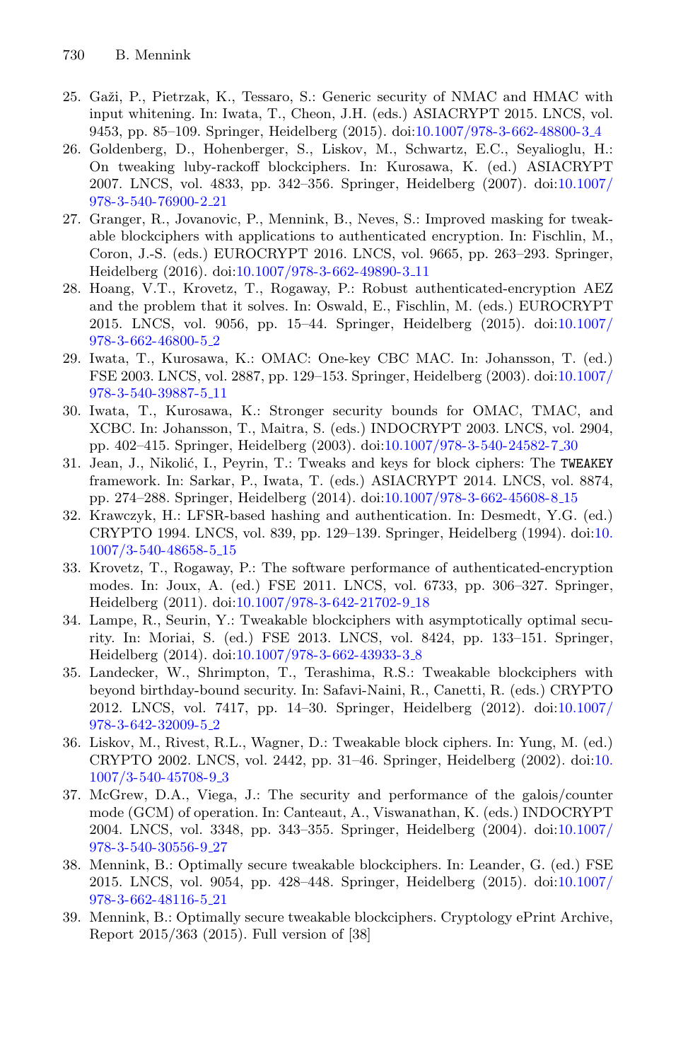25. Gaži, P., Pietrzak, K., Tessaro, S.: Generic security of NMAC and HMAC with input whitening. In: Iwata, T., Cheon, J.H. (eds.) ASIACRYPT 2015. LNCS, vol. 9453, pp. 85–109. Springer, Heidelberg (2015). doi:10.1007/978-3-662-48800-3_4
26. Goldenberg, D., Hohenberger, S., Liskov, M., Schwartz, E.C., Seyalioglu, H.: On tweaking luby-rackoff blockciphers. In: Kurosawa, K. (ed.) ASIACRYPT 2007. LNCS, vol. 4833, pp. 342–356. Springer, Heidelberg (2007). doi:10.1007/978-3-540-76900-2_21
27. Granger, R., Jovanovic, P., Mennink, B., Neves, S.: Improved masking for tweakable blockciphers with applications to authenticated encryption. In: Fischlin, M., Coron, J.-S. (eds.) EUROCRYPT 2016. LNCS, vol. 9665, pp. 263–293. Springer, Heidelberg (2016). doi:10.1007/978-3-662-49890-3_11
28. Hoang, V.T., Krovetz, T., Rogaway, P.: Robust authenticated-encryption AEZ and the problem that it solves. In: Oswald, E., Fischlin, M. (eds.) EUROCRYPT 2015. LNCS, vol. 9056, pp. 15–44. Springer, Heidelberg (2015). doi:10.1007/978-3-662-46800-5_2
29. Iwata, T., Kurosawa, K.: OMAC: One-key CBC MAC. In: Johansson, T. (ed.) FSE 2003. LNCS, vol. 2887, pp. 129–153. Springer, Heidelberg (2003). doi:10.1007/978-3-540-39887-5_11
30. Iwata, T., Kurosawa, K.: Stronger security bounds for OMAC, TMAC, and XCBC. In: Johansson, T., Maitra, S. (eds.) INDOCRYPT 2003. LNCS, vol. 2904, pp. 402–415. Springer, Heidelberg (2003). doi:10.1007/978-3-540-24582-7_30
31. Jean, J., Nikolić, I., Peyrin, T.: Tweaks and keys for block ciphers: The TWEAKEY framework. In: Sarkar, P., Iwata, T. (eds.) ASIACRYPT 2014. LNCS, vol. 8874, pp. 274–288. Springer, Heidelberg (2014). doi:10.1007/978-3-662-45608-8_15
32. Krawczyk, H.: LFSR-based hashing and authentication. In: Desmedt, Y.G. (ed.) CRYPTO 1994. LNCS, vol. 839, pp. 129–139. Springer, Heidelberg (1994). doi:10.1007/3-540-48658-5_15
33. Krovetz, T., Rogaway, P.: The software performance of authenticated-encryption modes. In: Joux, A. (ed.) FSE 2011. LNCS, vol. 6733, pp. 306–327. Springer, Heidelberg (2011). doi:10.1007/978-3-642-21702-9_18
34. Lampe, R., Seurin, Y.: Tweakable blockciphers with asymptotically optimal security. In: Moriai, S. (ed.) FSE 2013. LNCS, vol. 8424, pp. 133–151. Springer, Heidelberg (2014). doi:10.1007/978-3-662-43933-3_8
35. Landecker, W., Shrimpton, T., Terashima, R.S.: Tweakable blockciphers with beyond birthday-bound security. In: Safavi-Naini, R., Canetti, R. (eds.) CRYPTO 2012. LNCS, vol. 7417, pp. 14–30. Springer, Heidelberg (2012). doi:10.1007/978-3-642-32009-5_2
36. Liskov, M., Rivest, R.L., Wagner, D.: Tweakable block ciphers. In: Yung, M. (ed.) CRYPTO 2002. LNCS, vol. 2442, pp. 31–46. Springer, Heidelberg (2002). doi:10.1007/3-540-45708-9_3
37. McGrew, D.A., Viega, J.: The security and performance of the galois/counter mode (GCM) of operation. In: Canteaut, A., Viswanathan, K. (eds.) INDOCRYPT 2004. LNCS, vol. 3348, pp. 343–355. Springer, Heidelberg (2004). doi:10.1007/978-3-540-30556-9_27
38. Mennink, B.: Optimally secure tweakable blockciphers. In: Leander, G. (ed.) FSE 2015. LNCS, vol. 9054, pp. 428–448. Springer, Heidelberg (2015). doi:10.1007/978-3-662-48116-5_21
39. Mennink, B.: Optimally secure tweakable blockciphers. Cryptology ePrint Archive, Report 2015/363 (2015). Full version of [38]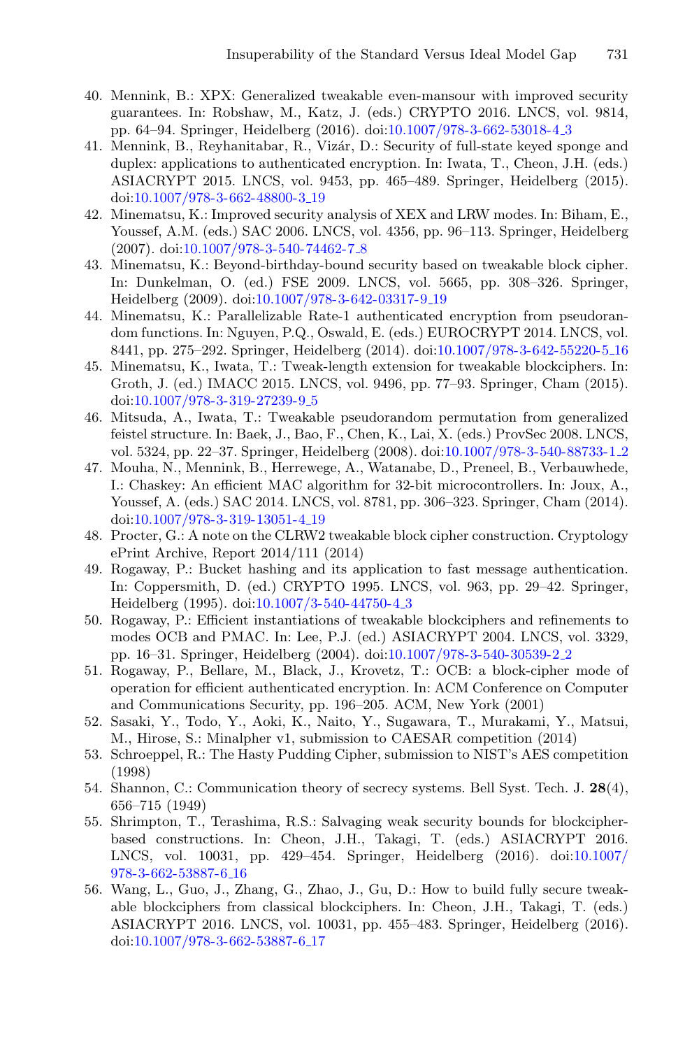40. Mennink, B.: XPX: Generalized tweakable even-mansour with improved security guarantees. In: Robshaw, M., Katz, J. (eds.) CRYPTO 2016. LNCS, vol. 9814, pp. 64–94. Springer, Heidelberg (2016). doi:10.1007/978-3-662-53018-4_3
41. Mennink, B., Reyhanitabar, R., Vizár, D.: Security of full-state keyed sponge and duplex: applications to authenticated encryption. In: Iwata, T., Cheon, J.H. (eds.) ASIACRYPT 2015. LNCS, vol. 9453, pp. 465–489. Springer, Heidelberg (2015). doi:10.1007/978-3-662-48800-3_19
42. Minematsu, K.: Improved security analysis of XEX and LRW modes. In: Biham, E., Youssef, A.M. (eds.) SAC 2006. LNCS, vol. 4356, pp. 96–113. Springer, Heidelberg (2007). doi:10.1007/978-3-540-74462-7_8
43. Minematsu, K.: Beyond-birthday-bound security based on tweakable block cipher. In: Dunkelman, O. (ed.) FSE 2009. LNCS, vol. 5665, pp. 308–326. Springer, Heidelberg (2009). doi:10.1007/978-3-642-03317-9_19
44. Minematsu, K.: Parallelizable Rate-1 authenticated encryption from pseudorandom functions. In: Nguyen, P.Q., Oswald, E. (eds.) EUROCRYPT 2014. LNCS, vol. 8441, pp. 275–292. Springer, Heidelberg (2014). doi:10.1007/978-3-642-55220-5_16
45. Minematsu, K., Iwata, T.: Tweak-length extension for tweakable blockciphers. In: Groth, J. (ed.) IMACC 2015. LNCS, vol. 9496, pp. 77–93. Springer, Cham (2015). doi:10.1007/978-3-319-27239-9_5
46. Mitsuda, A., Iwata, T.: Tweakable pseudorandom permutation from generalized feistel structure. In: Baek, J., Bao, F., Chen, K., Lai, X. (eds.) ProvSec 2008. LNCS, vol. 5324, pp. 22–37. Springer, Heidelberg (2008). doi:10.1007/978-3-540-88733-1_2
47. Mouha, N., Mennink, B., Herrewege, A., Watanabe, D., Preneel, B., Verbauwhede, I.: Chaskey: An efficient MAC algorithm for 32-bit microcontrollers. In: Joux, A., Youssef, A. (eds.) SAC 2014. LNCS, vol. 8781, pp. 306–323. Springer, Cham (2014). doi:10.1007/978-3-319-13051-4_19
48. Procter, G.: A note on the CLRW2 tweakable block cipher construction. Cryptology ePrint Archive, Report 2014/111 (2014)
49. Rogaway, P.: Bucket hashing and its application to fast message authentication. In: Coppersmith, D. (ed.) CRYPTO 1995. LNCS, vol. 963, pp. 29–42. Springer, Heidelberg (1995). doi:10.1007/3-540-44750-4_3
50. Rogaway, P.: Efficient instantiations of tweakable blockciphers and refinements to modes OCB and PMAC. In: Lee, P.J. (ed.) ASIACRYPT 2004. LNCS, vol. 3329, pp. 16–31. Springer, Heidelberg (2004). doi:10.1007/978-3-540-30539-2_2
51. Rogaway, P., Bellare, M., Black, J., Krovetz, T.: OCB: a block-cipher mode of operation for efficient authenticated encryption. In: ACM Conference on Computer and Communications Security, pp. 196–205. ACM, New York (2001)
52. Sasaki, Y., Todo, Y., Aoki, K., Naito, Y., Sugawara, T., Murakami, Y., Matsui, M., Hirose, S.: Minalpher v1, submission to CAESAR competition (2014)
53. Schroeppel, R.: The Hasty Pudding Cipher, submission to NIST's AES competition (1998)
54. Shannon, C.: Communication theory of secrecy systems. Bell Syst. Tech. J. **28**(4), 656–715 (1949)
55. Shrimpton, T., Terashima, R.S.: Salvaging weak security bounds for blockcipher-based constructions. In: Cheon, J.H., Takagi, T. (eds.) ASIACRYPT 2016. LNCS, vol. 10031, pp. 429–454. Springer, Heidelberg (2016). doi:10.1007/978-3-662-53887-6_16
56. Wang, L., Guo, J., Zhang, G., Zhao, J., Gu, D.: How to build fully secure tweakable blockciphers from classical blockciphers. In: Cheon, J.H., Takagi, T. (eds.) ASIACRYPT 2016. LNCS, vol. 10031, pp. 455–483. Springer, Heidelberg (2016). doi:10.1007/978-3-662-53887-6_17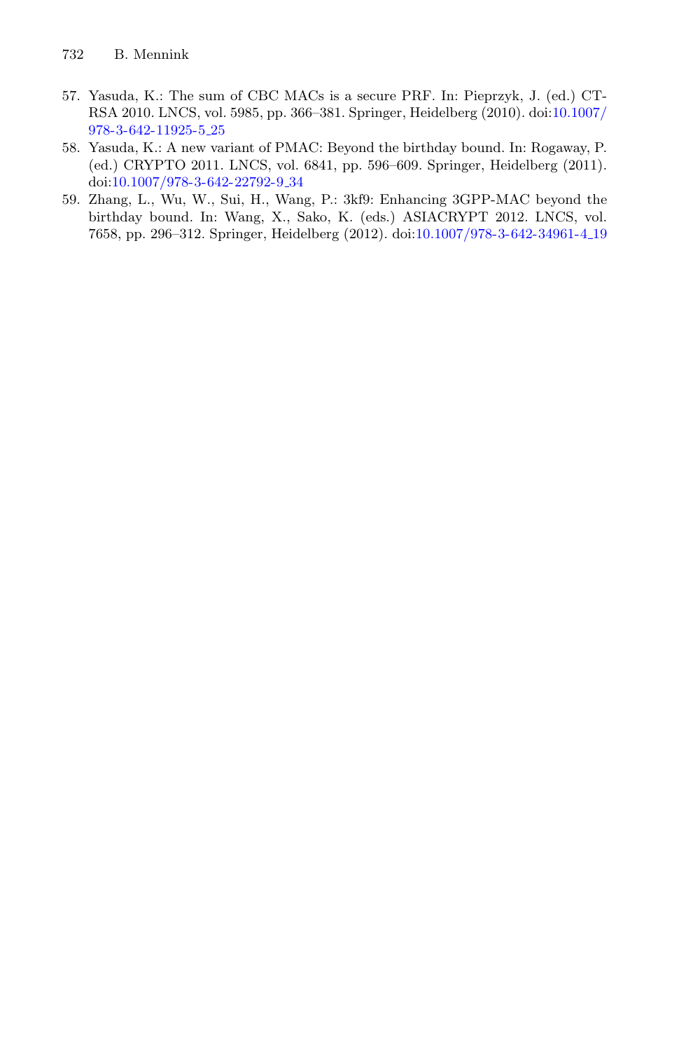57. Yasuda, K.: The sum of CBC MACs is a secure PRF. In: Pieprzyk, J. (ed.) CT-RSA 2010. LNCS, vol. 5985, pp. 366–381. Springer, Heidelberg (2010). doi:10.1007/978-3-642-11925-5_25
58. Yasuda, K.: A new variant of PMAC: Beyond the birthday bound. In: Rogaway, P. (ed.) CRYPTO 2011. LNCS, vol. 6841, pp. 596–609. Springer, Heidelberg (2011). doi:10.1007/978-3-642-22792-9_34
59. Zhang, L., Wu, W., Sui, H., Wang, P.: 3kf9: Enhancing 3GPP-MAC beyond the birthday bound. In: Wang, X., Sako, K. (eds.) ASIACRYPT 2012. LNCS, vol. 7658, pp. 296–312. Springer, Heidelberg (2012). doi:10.1007/978-3-642-34961-4_19